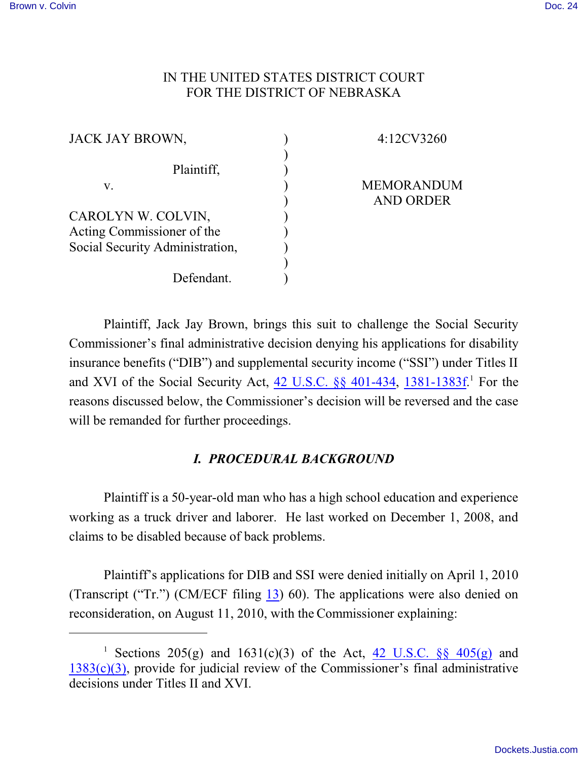IN THE UNITED STATES DISTRICT COURT
FOR THE DISTRICT OF NEBRASKA

| | | |
|---|---|---|
| JACK JAY BROWN, | ) | 4:12CV3260 |
| | ) | |
| Plaintiff, | ) | |
| v. | ) | MEMORANDUM |
| | ) | AND ORDER |
| CAROLYN W. COLVIN, | ) | |
| Acting Commissioner of the | ) | |
| Social Security Administration, | ) | |
| | ) | |
| Defendant. | ) | |

Plaintiff, Jack Jay Brown, brings this suit to challenge the Social Security Commissioner's final administrative decision denying his applications for disability insurance benefits ("DIB") and supplemental security income ("SSI") under Titles II and XVI of the Social Security Act, 42 U.S.C. §§ 401-434, 1381-1383f.[1] For the reasons discussed below, the Commissioner's decision will be reversed and the case will be remanded for further proceedings.

## *I. PROCEDURAL BACKGROUND*

Plaintiff is a 50-year-old man who has a high school education and experience working as a truck driver and laborer. He last worked on December 1, 2008, and claims to be disabled because of back problems.

Plaintiff's applications for DIB and SSI were denied initially on April 1, 2010 (Transcript ("Tr.") (CM/ECF filing 13) 60). The applications were also denied on reconsideration, on August 11, 2010, with the Commissioner explaining:

[1] Sections 205(g) and 1631(c)(3) of the Act, 42 U.S.C. §§ 405(g) and 1383(c)(3), provide for judicial review of the Commissioner's final administrative decisions under Titles II and XVI.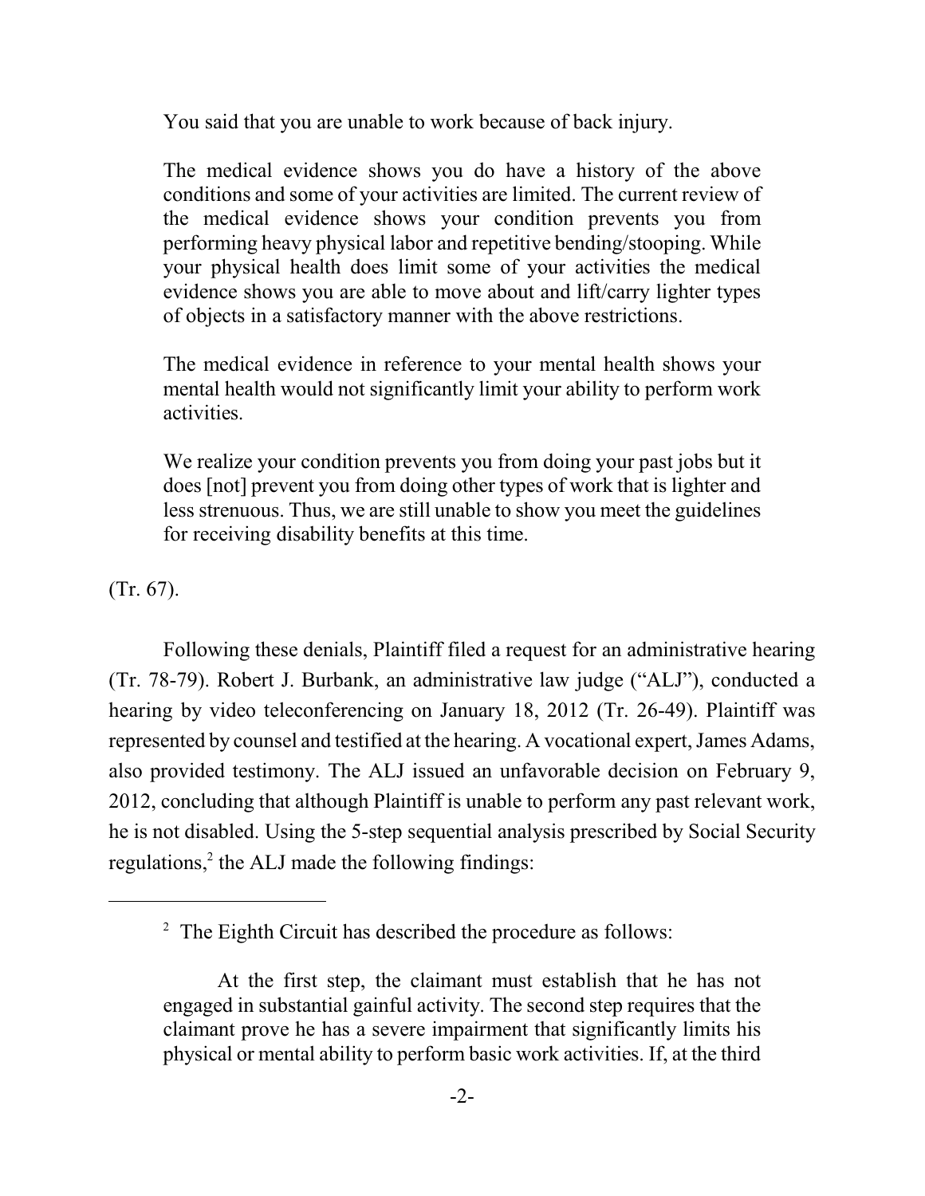> You said that you are unable to work because of back injury.
>
> The medical evidence shows you do have a history of the above conditions and some of your activities are limited. The current review of the medical evidence shows your condition prevents you from performing heavy physical labor and repetitive bending/stooping. While your physical health does limit some of your activities the medical evidence shows you are able to move about and lift/carry lighter types of objects in a satisfactory manner with the above restrictions.
>
> The medical evidence in reference to your mental health shows your mental health would not significantly limit your ability to perform work activities.
>
> We realize your condition prevents you from doing your past jobs but it does [not] prevent you from doing other types of work that is lighter and less strenuous. Thus, we are still unable to show you meet the guidelines for receiving disability benefits at this time.

(Tr. 67).

Following these denials, Plaintiff filed a request for an administrative hearing (Tr. 78-79). Robert J. Burbank, an administrative law judge ("ALJ"), conducted a hearing by video teleconferencing on January 18, 2012 (Tr. 26-49). Plaintiff was represented by counsel and testified at the hearing. A vocational expert, James Adams, also provided testimony. The ALJ issued an unfavorable decision on February 9, 2012, concluding that although Plaintiff is unable to perform any past relevant work, he is not disabled. Using the 5-step sequential analysis prescribed by Social Security regulations,[2] the ALJ made the following findings:

---

[2] The Eighth Circuit has described the procedure as follows:

> At the first step, the claimant must establish that he has not engaged in substantial gainful activity. The second step requires that the claimant prove he has a severe impairment that significantly limits his physical or mental ability to perform basic work activities. If, at the third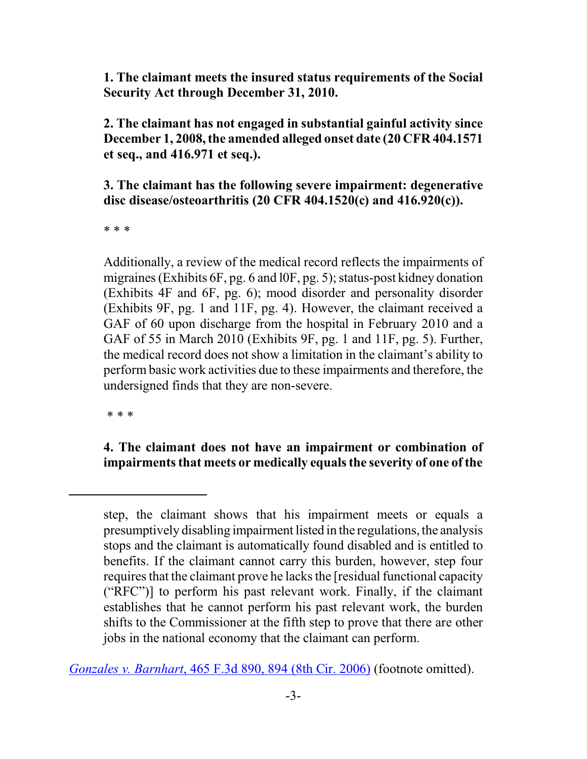**1. The claimant meets the insured status requirements of the Social Security Act through December 31, 2010.**

**2. The claimant has not engaged in substantial gainful activity since December 1, 2008, the amended alleged onset date (20 CFR 404.1571 et seq., and 416.971 et seq.).**

**3. The claimant has the following severe impairment: degenerative disc disease/osteoarthritis (20 CFR 404.1520(c) and 416.920(c)).**

\* \* \*

Additionally, a review of the medical record reflects the impairments of migraines (Exhibits 6F, pg. 6 and l0F, pg. 5); status-post kidney donation (Exhibits 4F and 6F, pg. 6); mood disorder and personality disorder (Exhibits 9F, pg. 1 and 11F, pg. 4). However, the claimant received a GAF of 60 upon discharge from the hospital in February 2010 and a GAF of 55 in March 2010 (Exhibits 9F, pg. 1 and 11F, pg. 5). Further, the medical record does not show a limitation in the claimant's ability to perform basic work activities due to these impairments and therefore, the undersigned finds that they are non-severe.

\* \* \*

**4. The claimant does not have an impairment or combination of impairments that meets or medically equals the severity of one of the**

---

step, the claimant shows that his impairment meets or equals a presumptively disabling impairment listed in the regulations, the analysis stops and the claimant is automatically found disabled and is entitled to benefits. If the claimant cannot carry this burden, however, step four requires that the claimant prove he lacks the [residual functional capacity ("RFC")] to perform his past relevant work. Finally, if the claimant establishes that he cannot perform his past relevant work, the burden shifts to the Commissioner at the fifth step to prove that there are other jobs in the national economy that the claimant can perform.

*Gonzales v. Barnhart*, 465 F.3d 890, 894 (8th Cir. 2006) (footnote omitted).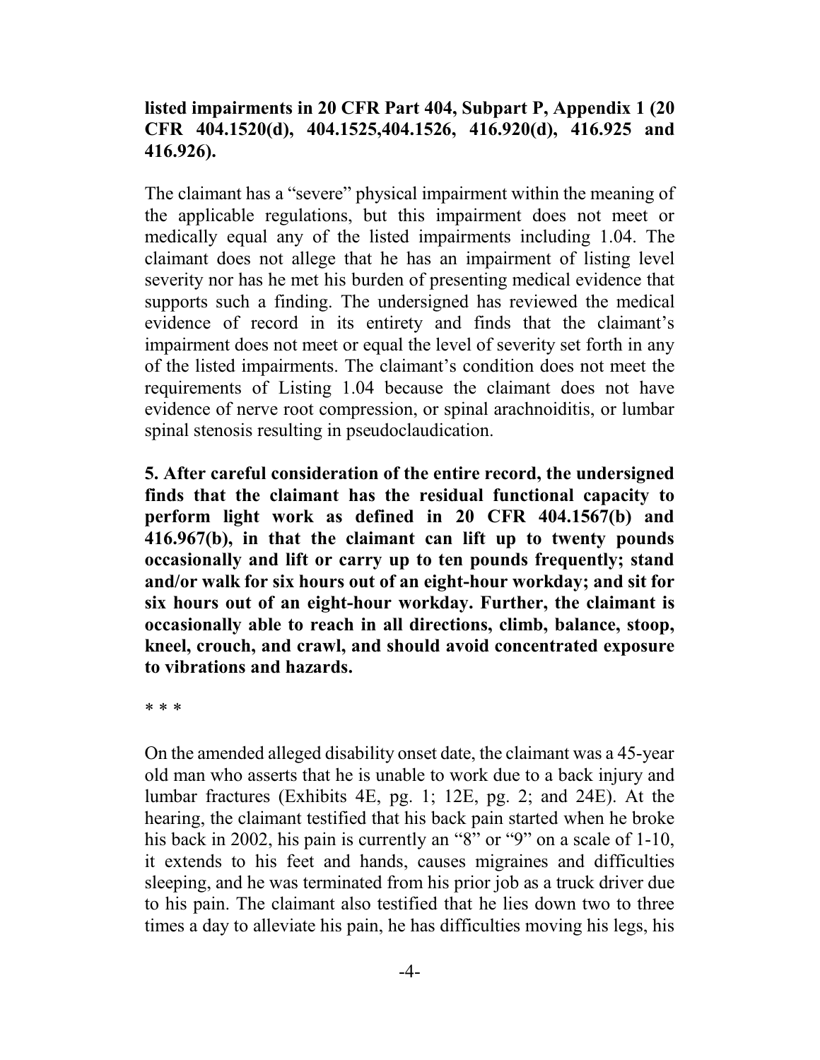**listed impairments in 20 CFR Part 404, Subpart P, Appendix 1 (20 CFR 404.1520(d), 404.1525,404.1526, 416.920(d), 416.925 and 416.926).**

The claimant has a "severe" physical impairment within the meaning of the applicable regulations, but this impairment does not meet or medically equal any of the listed impairments including 1.04. The claimant does not allege that he has an impairment of listing level severity nor has he met his burden of presenting medical evidence that supports such a finding. The undersigned has reviewed the medical evidence of record in its entirety and finds that the claimant's impairment does not meet or equal the level of severity set forth in any of the listed impairments. The claimant's condition does not meet the requirements of Listing 1.04 because the claimant does not have evidence of nerve root compression, or spinal arachnoiditis, or lumbar spinal stenosis resulting in pseudoclaudication.

**5. After careful consideration of the entire record, the undersigned finds that the claimant has the residual functional capacity to perform light work as defined in 20 CFR 404.1567(b) and 416.967(b), in that the claimant can lift up to twenty pounds occasionally and lift or carry up to ten pounds frequently; stand and/or walk for six hours out of an eight-hour workday; and sit for six hours out of an eight-hour workday. Further, the claimant is occasionally able to reach in all directions, climb, balance, stoop, kneel, crouch, and crawl, and should avoid concentrated exposure to vibrations and hazards.**

\* \* \*

On the amended alleged disability onset date, the claimant was a 45-year old man who asserts that he is unable to work due to a back injury and lumbar fractures (Exhibits 4E, pg. 1; 12E, pg. 2; and 24E). At the hearing, the claimant testified that his back pain started when he broke his back in 2002, his pain is currently an "8" or "9" on a scale of 1-10, it extends to his feet and hands, causes migraines and difficulties sleeping, and he was terminated from his prior job as a truck driver due to his pain. The claimant also testified that he lies down two to three times a day to alleviate his pain, he has difficulties moving his legs, his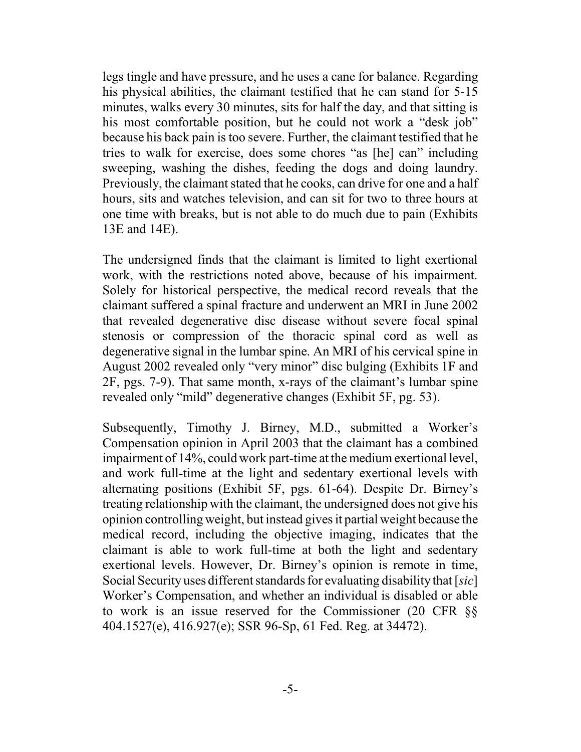legs tingle and have pressure, and he uses a cane for balance. Regarding his physical abilities, the claimant testified that he can stand for 5-15 minutes, walks every 30 minutes, sits for half the day, and that sitting is his most comfortable position, but he could not work a "desk job" because his back pain is too severe. Further, the claimant testified that he tries to walk for exercise, does some chores "as [he] can" including sweeping, washing the dishes, feeding the dogs and doing laundry. Previously, the claimant stated that he cooks, can drive for one and a half hours, sits and watches television, and can sit for two to three hours at one time with breaks, but is not able to do much due to pain (Exhibits 13E and 14E).

The undersigned finds that the claimant is limited to light exertional work, with the restrictions noted above, because of his impairment. Solely for historical perspective, the medical record reveals that the claimant suffered a spinal fracture and underwent an MRI in June 2002 that revealed degenerative disc disease without severe focal spinal stenosis or compression of the thoracic spinal cord as well as degenerative signal in the lumbar spine. An MRI of his cervical spine in August 2002 revealed only "very minor" disc bulging (Exhibits 1F and 2F, pgs. 7-9). That same month, x-rays of the claimant's lumbar spine revealed only "mild" degenerative changes (Exhibit 5F, pg. 53).

Subsequently, Timothy J. Birney, M.D., submitted a Worker's Compensation opinion in April 2003 that the claimant has a combined impairment of 14%, could work part-time at the medium exertional level, and work full-time at the light and sedentary exertional levels with alternating positions (Exhibit 5F, pgs. 61-64). Despite Dr. Birney's treating relationship with the claimant, the undersigned does not give his opinion controlling weight, but instead gives it partial weight because the medical record, including the objective imaging, indicates that the claimant is able to work full-time at both the light and sedentary exertional levels. However, Dr. Birney's opinion is remote in time, Social Security uses different standards for evaluating disability that [*sic*] Worker's Compensation, and whether an individual is disabled or able to work is an issue reserved for the Commissioner (20 CFR §§ 404.1527(e), 416.927(e); SSR 96-Sp, 61 Fed. Reg. at 34472).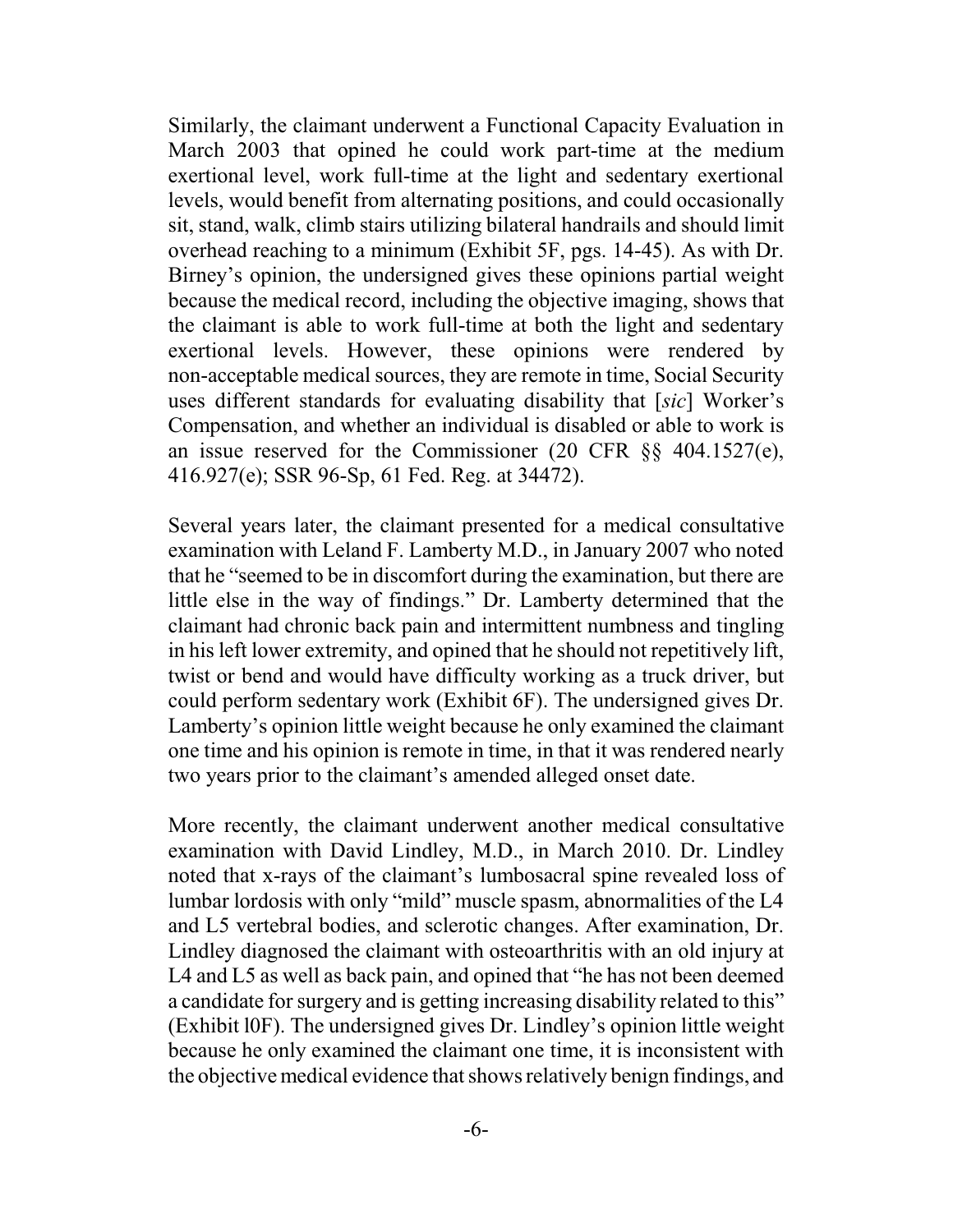Similarly, the claimant underwent a Functional Capacity Evaluation in March 2003 that opined he could work part-time at the medium exertional level, work full-time at the light and sedentary exertional levels, would benefit from alternating positions, and could occasionally sit, stand, walk, climb stairs utilizing bilateral handrails and should limit overhead reaching to a minimum (Exhibit 5F, pgs. 14-45). As with Dr. Birney's opinion, the undersigned gives these opinions partial weight because the medical record, including the objective imaging, shows that the claimant is able to work full-time at both the light and sedentary exertional levels. However, these opinions were rendered by non-acceptable medical sources, they are remote in time, Social Security uses different standards for evaluating disability that [*sic*] Worker's Compensation, and whether an individual is disabled or able to work is an issue reserved for the Commissioner (20 CFR §§ 404.1527(e), 416.927(e); SSR 96-Sp, 61 Fed. Reg. at 34472).

Several years later, the claimant presented for a medical consultative examination with Leland F. Lamberty M.D., in January 2007 who noted that he "seemed to be in discomfort during the examination, but there are little else in the way of findings." Dr. Lamberty determined that the claimant had chronic back pain and intermittent numbness and tingling in his left lower extremity, and opined that he should not repetitively lift, twist or bend and would have difficulty working as a truck driver, but could perform sedentary work (Exhibit 6F). The undersigned gives Dr. Lamberty's opinion little weight because he only examined the claimant one time and his opinion is remote in time, in that it was rendered nearly two years prior to the claimant's amended alleged onset date.

More recently, the claimant underwent another medical consultative examination with David Lindley, M.D., in March 2010. Dr. Lindley noted that x-rays of the claimant's lumbosacral spine revealed loss of lumbar lordosis with only "mild" muscle spasm, abnormalities of the L4 and L5 vertebral bodies, and sclerotic changes. After examination, Dr. Lindley diagnosed the claimant with osteoarthritis with an old injury at L4 and L5 as well as back pain, and opined that "he has not been deemed a candidate for surgery and is getting increasing disability related to this" (Exhibit l0F). The undersigned gives Dr. Lindley's opinion little weight because he only examined the claimant one time, it is inconsistent with the objective medical evidence that shows relatively benign findings, and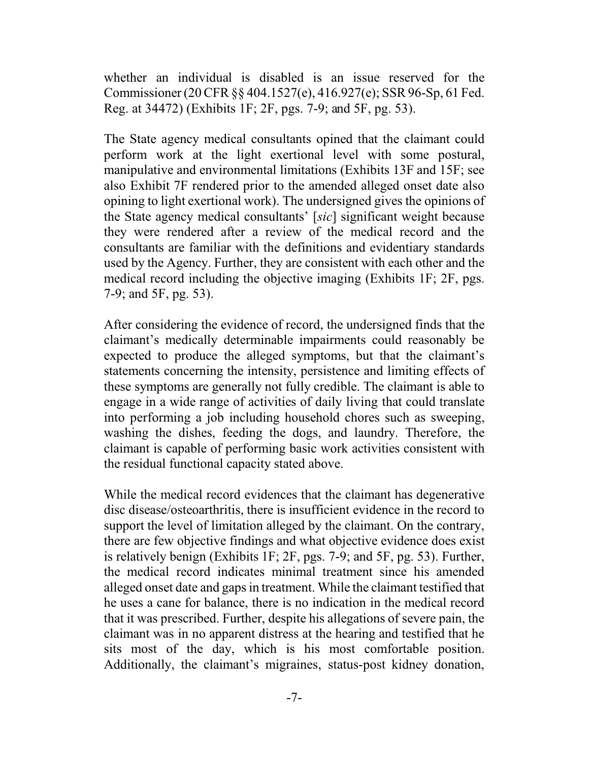whether an individual is disabled is an issue reserved for the Commissioner (20 CFR §§ 404.1527(e), 416.927(e); SSR 96-Sp, 61 Fed. Reg. at 34472) (Exhibits 1F; 2F, pgs. 7-9; and 5F, pg. 53).

The State agency medical consultants opined that the claimant could perform work at the light exertional level with some postural, manipulative and environmental limitations (Exhibits 13F and 15F; see also Exhibit 7F rendered prior to the amended alleged onset date also opining to light exertional work). The undersigned gives the opinions of the State agency medical consultants' [*sic*] significant weight because they were rendered after a review of the medical record and the consultants are familiar with the definitions and evidentiary standards used by the Agency. Further, they are consistent with each other and the medical record including the objective imaging (Exhibits 1F; 2F, pgs. 7-9; and 5F, pg. 53).

After considering the evidence of record, the undersigned finds that the claimant's medically determinable impairments could reasonably be expected to produce the alleged symptoms, but that the claimant's statements concerning the intensity, persistence and limiting effects of these symptoms are generally not fully credible. The claimant is able to engage in a wide range of activities of daily living that could translate into performing a job including household chores such as sweeping, washing the dishes, feeding the dogs, and laundry. Therefore, the claimant is capable of performing basic work activities consistent with the residual functional capacity stated above.

While the medical record evidences that the claimant has degenerative disc disease/osteoarthritis, there is insufficient evidence in the record to support the level of limitation alleged by the claimant. On the contrary, there are few objective findings and what objective evidence does exist is relatively benign (Exhibits 1F; 2F, pgs. 7-9; and 5F, pg. 53). Further, the medical record indicates minimal treatment since his amended alleged onset date and gaps in treatment. While the claimant testified that he uses a cane for balance, there is no indication in the medical record that it was prescribed. Further, despite his allegations of severe pain, the claimant was in no apparent distress at the hearing and testified that he sits most of the day, which is his most comfortable position. Additionally, the claimant's migraines, status-post kidney donation,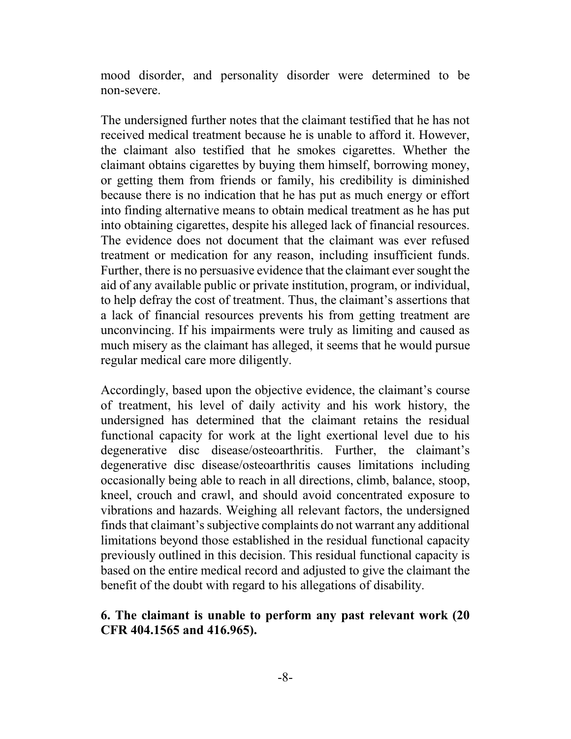mood disorder, and personality disorder were determined to be non-severe.

The undersigned further notes that the claimant testified that he has not received medical treatment because he is unable to afford it. However, the claimant also testified that he smokes cigarettes. Whether the claimant obtains cigarettes by buying them himself, borrowing money, or getting them from friends or family, his credibility is diminished because there is no indication that he has put as much energy or effort into finding alternative means to obtain medical treatment as he has put into obtaining cigarettes, despite his alleged lack of financial resources. The evidence does not document that the claimant was ever refused treatment or medication for any reason, including insufficient funds. Further, there is no persuasive evidence that the claimant ever sought the aid of any available public or private institution, program, or individual, to help defray the cost of treatment. Thus, the claimant's assertions that a lack of financial resources prevents his from getting treatment are unconvincing. If his impairments were truly as limiting and caused as much misery as the claimant has alleged, it seems that he would pursue regular medical care more diligently.

Accordingly, based upon the objective evidence, the claimant's course of treatment, his level of daily activity and his work history, the undersigned has determined that the claimant retains the residual functional capacity for work at the light exertional level due to his degenerative disc disease/osteoarthritis. Further, the claimant's degenerative disc disease/osteoarthritis causes limitations including occasionally being able to reach in all directions, climb, balance, stoop, kneel, crouch and crawl, and should avoid concentrated exposure to vibrations and hazards. Weighing all relevant factors, the undersigned finds that claimant's subjective complaints do not warrant any additional limitations beyond those established in the residual functional capacity previously outlined in this decision. This residual functional capacity is based on the entire medical record and adjusted to give the claimant the benefit of the doubt with regard to his allegations of disability.

**6. The claimant is unable to perform any past relevant work (20 CFR 404.1565 and 416.965).**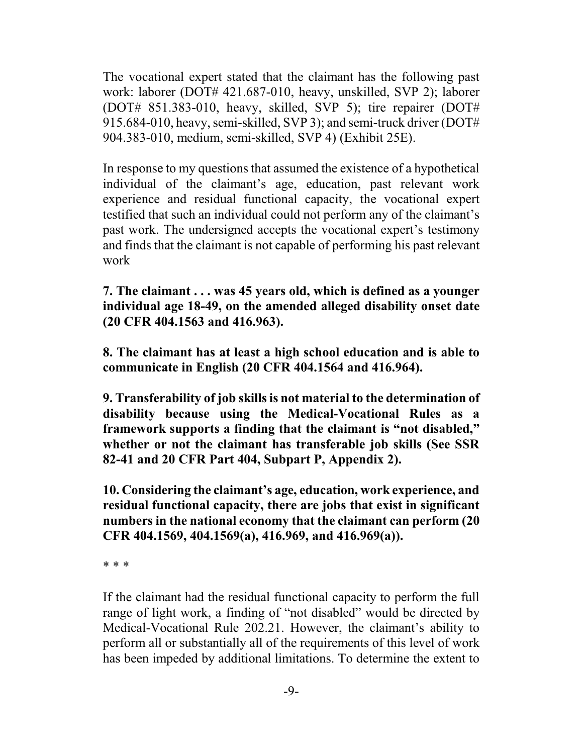The vocational expert stated that the claimant has the following past work: laborer (DOT# 421.687-010, heavy, unskilled, SVP 2); laborer (DOT# 851.383-010, heavy, skilled, SVP 5); tire repairer (DOT# 915.684-010, heavy, semi-skilled, SVP 3); and semi-truck driver (DOT# 904.383-010, medium, semi-skilled, SVP 4) (Exhibit 25E).

In response to my questions that assumed the existence of a hypothetical individual of the claimant's age, education, past relevant work experience and residual functional capacity, the vocational expert testified that such an individual could not perform any of the claimant's past work. The undersigned accepts the vocational expert's testimony and finds that the claimant is not capable of performing his past relevant work

**7. The claimant . . . was 45 years old, which is defined as a younger individual age 18-49, on the amended alleged disability onset date (20 CFR 404.1563 and 416.963).**

**8. The claimant has at least a high school education and is able to communicate in English (20 CFR 404.1564 and 416.964).**

**9. Transferability of job skills is not material to the determination of disability because using the Medical-Vocational Rules as a framework supports a finding that the claimant is "not disabled," whether or not the claimant has transferable job skills (See SSR 82-41 and 20 CFR Part 404, Subpart P, Appendix 2).**

**10. Considering the claimant's age, education, work experience, and residual functional capacity, there are jobs that exist in significant numbers in the national economy that the claimant can perform (20 CFR 404.1569, 404.1569(a), 416.969, and 416.969(a)).**

* * *

If the claimant had the residual functional capacity to perform the full range of light work, a finding of "not disabled" would be directed by Medical-Vocational Rule 202.21. However, the claimant's ability to perform all or substantially all of the requirements of this level of work has been impeded by additional limitations. To determine the extent to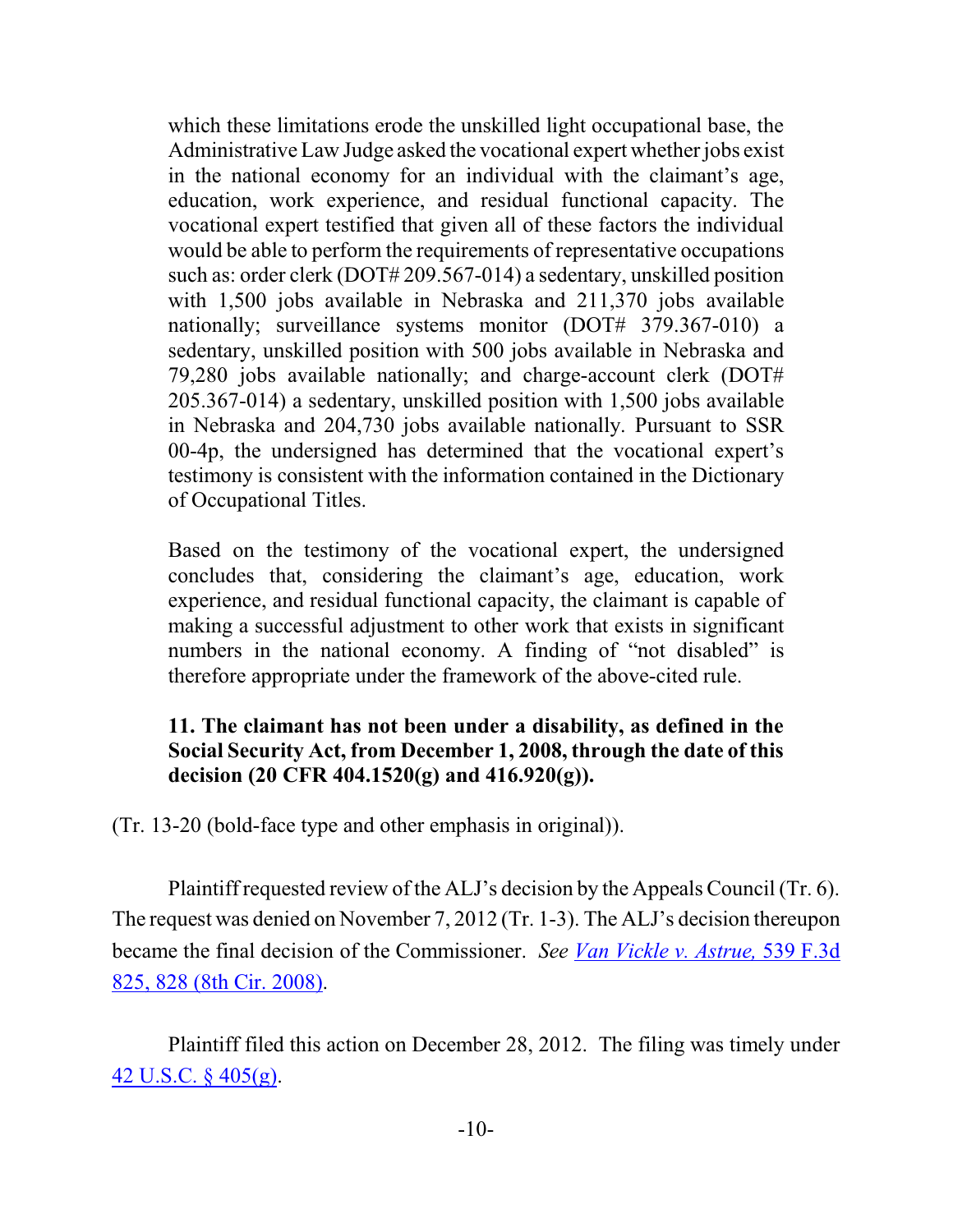> which these limitations erode the unskilled light occupational base, the Administrative Law Judge asked the vocational expert whether jobs exist in the national economy for an individual with the claimant's age, education, work experience, and residual functional capacity. The vocational expert testified that given all of these factors the individual would be able to perform the requirements of representative occupations such as: order clerk (DOT# 209.567-014) a sedentary, unskilled position with 1,500 jobs available in Nebraska and 211,370 jobs available nationally; surveillance systems monitor (DOT# 379.367-010) a sedentary, unskilled position with 500 jobs available in Nebraska and 79,280 jobs available nationally; and charge-account clerk (DOT# 205.367-014) a sedentary, unskilled position with 1,500 jobs available in Nebraska and 204,730 jobs available nationally. Pursuant to SSR 00-4p, the undersigned has determined that the vocational expert's testimony is consistent with the information contained in the Dictionary of Occupational Titles.
>
> Based on the testimony of the vocational expert, the undersigned concludes that, considering the claimant's age, education, work experience, and residual functional capacity, the claimant is capable of making a successful adjustment to other work that exists in significant numbers in the national economy. A finding of "not disabled" is therefore appropriate under the framework of the above-cited rule.
>
> **11. The claimant has not been under a disability, as defined in the Social Security Act, from December 1, 2008, through the date of this decision (20 CFR 404.1520(g) and 416.920(g)).**

(Tr. 13-20 (bold-face type and other emphasis in original)).

Plaintiff requested review of the ALJ's decision by the Appeals Council (Tr. 6). The request was denied on November 7, 2012 (Tr. 1-3). The ALJ's decision thereupon became the final decision of the Commissioner. *See Van Vickle v. Astrue,* 539 F.3d 825, 828 (8th Cir. 2008).

Plaintiff filed this action on December 28, 2012. The filing was timely under 42 U.S.C. § 405(g).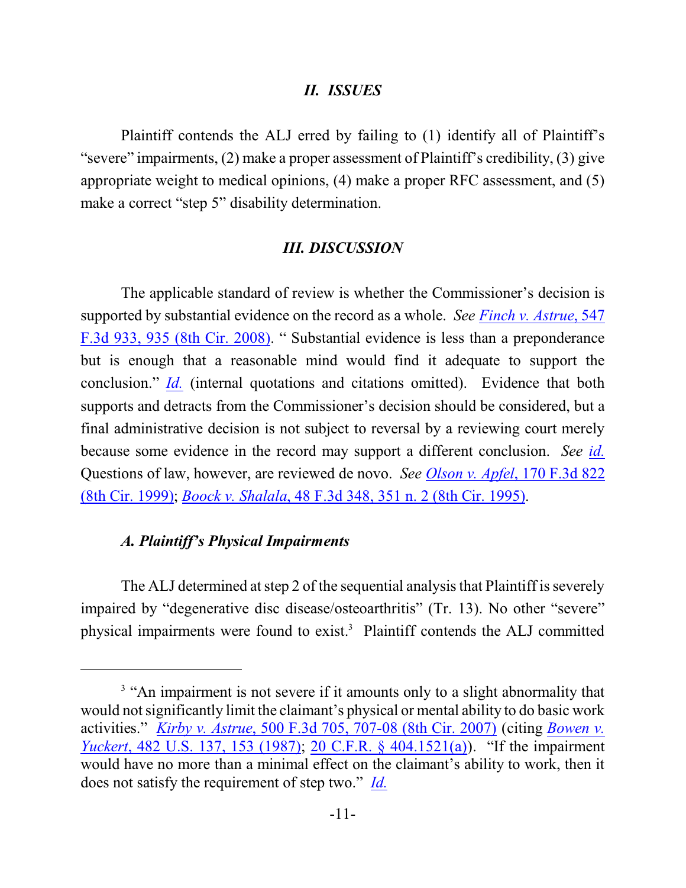## *II. ISSUES*

Plaintiff contends the ALJ erred by failing to (1) identify all of Plaintiff's "severe" impairments, (2) make a proper assessment of Plaintiff's credibility, (3) give appropriate weight to medical opinions, (4) make a proper RFC assessment, and (5) make a correct "step 5" disability determination.

## *III. DISCUSSION*

The applicable standard of review is whether the Commissioner's decision is supported by substantial evidence on the record as a whole. *See Finch v. Astrue*, 547 F.3d 933, 935 (8th Cir. 2008). " Substantial evidence is less than a preponderance but is enough that a reasonable mind would find it adequate to support the conclusion." *Id.* (internal quotations and citations omitted). Evidence that both supports and detracts from the Commissioner's decision should be considered, but a final administrative decision is not subject to reversal by a reviewing court merely because some evidence in the record may support a different conclusion. *See id.* Questions of law, however, are reviewed de novo. *See Olson v. Apfel*, 170 F.3d 822 (8th Cir. 1999); *Boock v. Shalala*, 48 F.3d 348, 351 n. 2 (8th Cir. 1995).

### *A. Plaintiff's Physical Impairments*

The ALJ determined at step 2 of the sequential analysis that Plaintiff is severely impaired by "degenerative disc disease/osteoarthritis" (Tr. 13). No other "severe" physical impairments were found to exist.[3] Plaintiff contends the ALJ committed

[3] "An impairment is not severe if it amounts only to a slight abnormality that would not significantly limit the claimant's physical or mental ability to do basic work activities." *Kirby v. Astrue*, 500 F.3d 705, 707-08 (8th Cir. 2007) (citing *Bowen v. Yuckert*, 482 U.S. 137, 153 (1987); 20 C.F.R. § 404.1521(a)). "If the impairment would have no more than a minimal effect on the claimant's ability to work, then it does not satisfy the requirement of step two." *Id.*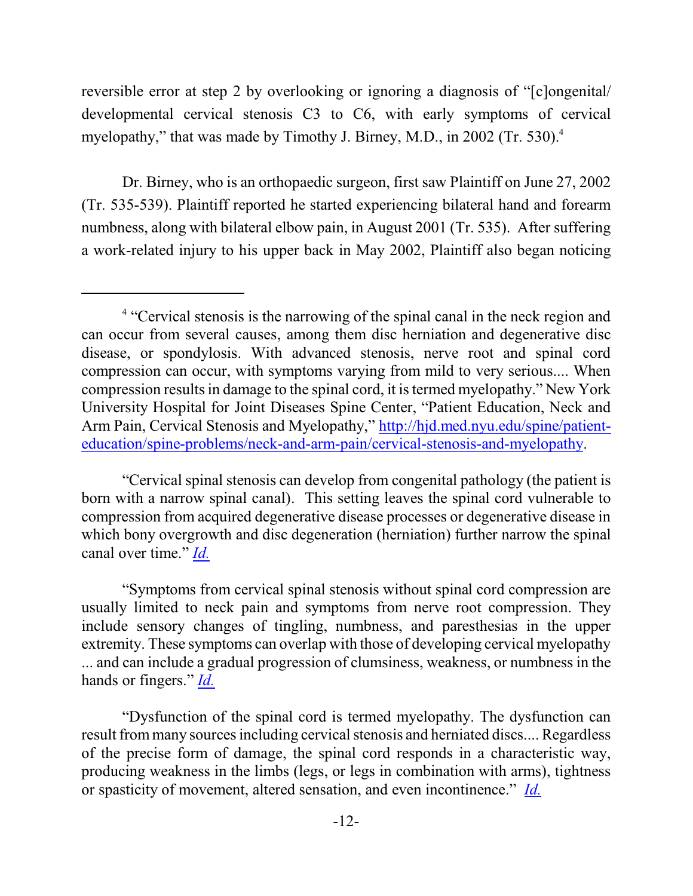reversible error at step 2 by overlooking or ignoring a diagnosis of "[c]ongenital/ developmental cervical stenosis C3 to C6, with early symptoms of cervical myelopathy," that was made by Timothy J. Birney, M.D., in 2002 (Tr. 530).[4]

Dr. Birney, who is an orthopaedic surgeon, first saw Plaintiff on June 27, 2002 (Tr. 535-539). Plaintiff reported he started experiencing bilateral hand and forearm numbness, along with bilateral elbow pain, in August 2001 (Tr. 535). After suffering a work-related injury to his upper back in May 2002, Plaintiff also began noticing

---

[4] "Cervical stenosis is the narrowing of the spinal canal in the neck region and can occur from several causes, among them disc herniation and degenerative disc disease, or spondylosis. With advanced stenosis, nerve root and spinal cord compression can occur, with symptoms varying from mild to very serious.... When compression results in damage to the spinal cord, it is termed myelopathy." New York University Hospital for Joint Diseases Spine Center, "Patient Education, Neck and Arm Pain, Cervical Stenosis and Myelopathy," http://hjd.med.nyu.edu/spine/patient-education/spine-problems/neck-and-arm-pain/cervical-stenosis-and-myelopathy.

"Cervical spinal stenosis can develop from congenital pathology (the patient is born with a narrow spinal canal). This setting leaves the spinal cord vulnerable to compression from acquired degenerative disease processes or degenerative disease in which bony overgrowth and disc degeneration (herniation) further narrow the spinal canal over time." *Id.*

"Symptoms from cervical spinal stenosis without spinal cord compression are usually limited to neck pain and symptoms from nerve root compression. They include sensory changes of tingling, numbness, and paresthesias in the upper extremity. These symptoms can overlap with those of developing cervical myelopathy ... and can include a gradual progression of clumsiness, weakness, or numbness in the hands or fingers." *Id.*

"Dysfunction of the spinal cord is termed myelopathy. The dysfunction can result from many sources including cervical stenosis and herniated discs.... Regardless of the precise form of damage, the spinal cord responds in a characteristic way, producing weakness in the limbs (legs, or legs in combination with arms), tightness or spasticity of movement, altered sensation, and even incontinence." *Id.*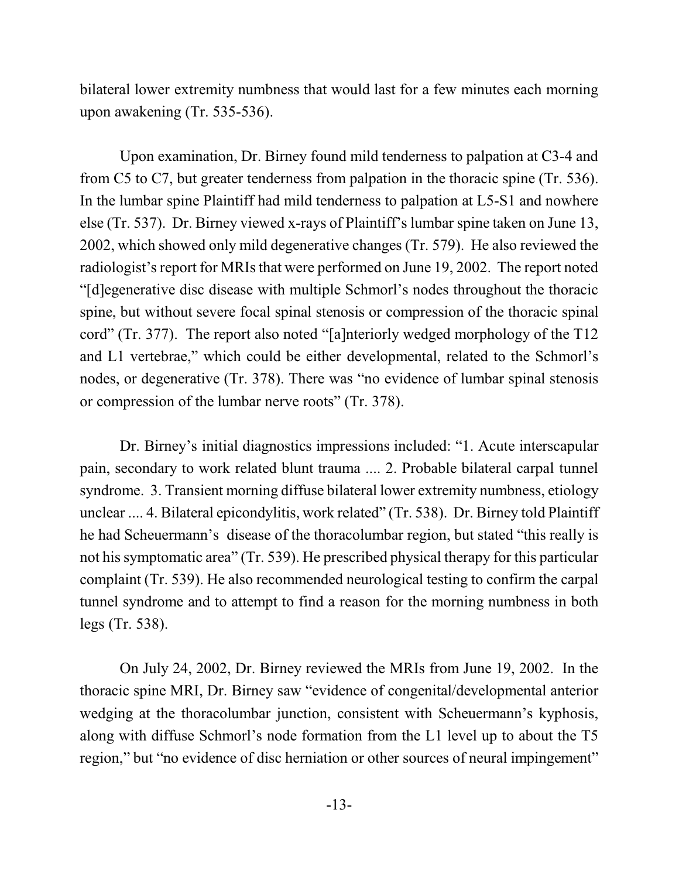bilateral lower extremity numbness that would last for a few minutes each morning upon awakening (Tr. 535-536).

Upon examination, Dr. Birney found mild tenderness to palpation at C3-4 and from C5 to C7, but greater tenderness from palpation in the thoracic spine (Tr. 536). In the lumbar spine Plaintiff had mild tenderness to palpation at L5-S1 and nowhere else (Tr. 537). Dr. Birney viewed x-rays of Plaintiff's lumbar spine taken on June 13, 2002, which showed only mild degenerative changes (Tr. 579). He also reviewed the radiologist's report for MRIs that were performed on June 19, 2002. The report noted "[d]egenerative disc disease with multiple Schmorl's nodes throughout the thoracic spine, but without severe focal spinal stenosis or compression of the thoracic spinal cord" (Tr. 377). The report also noted "[a]nteriorly wedged morphology of the T12 and L1 vertebrae," which could be either developmental, related to the Schmorl's nodes, or degenerative (Tr. 378). There was "no evidence of lumbar spinal stenosis or compression of the lumbar nerve roots" (Tr. 378).

Dr. Birney's initial diagnostics impressions included: "1. Acute interscapular pain, secondary to work related blunt trauma .... 2. Probable bilateral carpal tunnel syndrome. 3. Transient morning diffuse bilateral lower extremity numbness, etiology unclear .... 4. Bilateral epicondylitis, work related" (Tr. 538). Dr. Birney told Plaintiff he had Scheuermann's disease of the thoracolumbar region, but stated "this really is not his symptomatic area" (Tr. 539). He prescribed physical therapy for this particular complaint (Tr. 539). He also recommended neurological testing to confirm the carpal tunnel syndrome and to attempt to find a reason for the morning numbness in both legs (Tr. 538).

On July 24, 2002, Dr. Birney reviewed the MRIs from June 19, 2002. In the thoracic spine MRI, Dr. Birney saw "evidence of congenital/developmental anterior wedging at the thoracolumbar junction, consistent with Scheuermann's kyphosis, along with diffuse Schmorl's node formation from the L1 level up to about the T5 region," but "no evidence of disc herniation or other sources of neural impingement"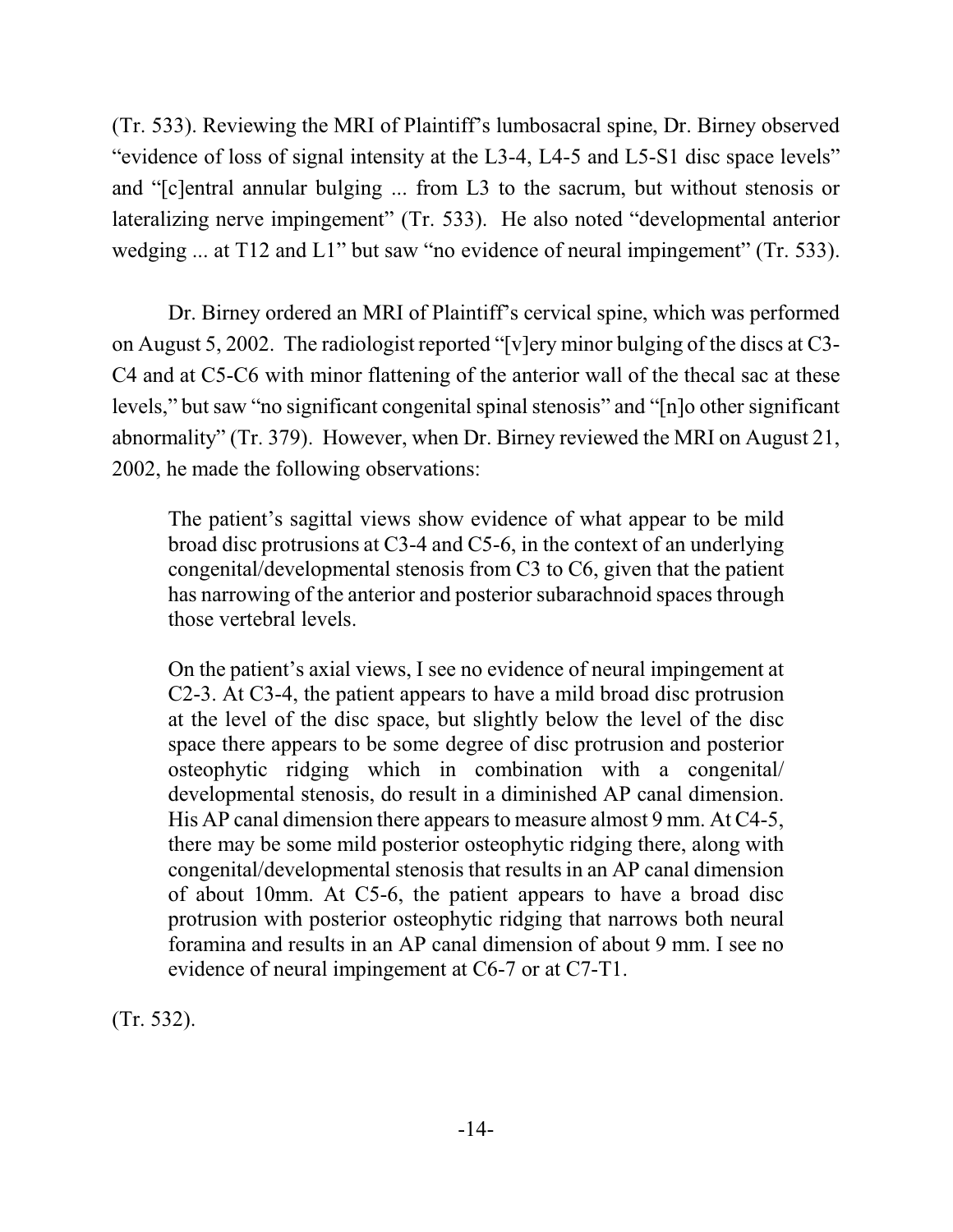(Tr. 533). Reviewing the MRI of Plaintiff's lumbosacral spine, Dr. Birney observed "evidence of loss of signal intensity at the L3-4, L4-5 and L5-S1 disc space levels" and "[c]entral annular bulging ... from L3 to the sacrum, but without stenosis or lateralizing nerve impingement" (Tr. 533). He also noted "developmental anterior wedging ... at T12 and L1" but saw "no evidence of neural impingement" (Tr. 533).

Dr. Birney ordered an MRI of Plaintiff's cervical spine, which was performed on August 5, 2002. The radiologist reported "[v]ery minor bulging of the discs at C3-C4 and at C5-C6 with minor flattening of the anterior wall of the thecal sac at these levels," but saw "no significant congenital spinal stenosis" and "[n]o other significant abnormality" (Tr. 379). However, when Dr. Birney reviewed the MRI on August 21, 2002, he made the following observations:

> The patient's sagittal views show evidence of what appear to be mild broad disc protrusions at C3-4 and C5-6, in the context of an underlying congenital/developmental stenosis from C3 to C6, given that the patient has narrowing of the anterior and posterior subarachnoid spaces through those vertebral levels.
>
> On the patient's axial views, I see no evidence of neural impingement at C2-3. At C3-4, the patient appears to have a mild broad disc protrusion at the level of the disc space, but slightly below the level of the disc space there appears to be some degree of disc protrusion and posterior osteophytic ridging which in combination with a congenital/ developmental stenosis, do result in a diminished AP canal dimension. His AP canal dimension there appears to measure almost 9 mm. At C4-5, there may be some mild posterior osteophytic ridging there, along with congenital/developmental stenosis that results in an AP canal dimension of about 10mm. At C5-6, the patient appears to have a broad disc protrusion with posterior osteophytic ridging that narrows both neural foramina and results in an AP canal dimension of about 9 mm. I see no evidence of neural impingement at C6-7 or at C7-T1.

(Tr. 532).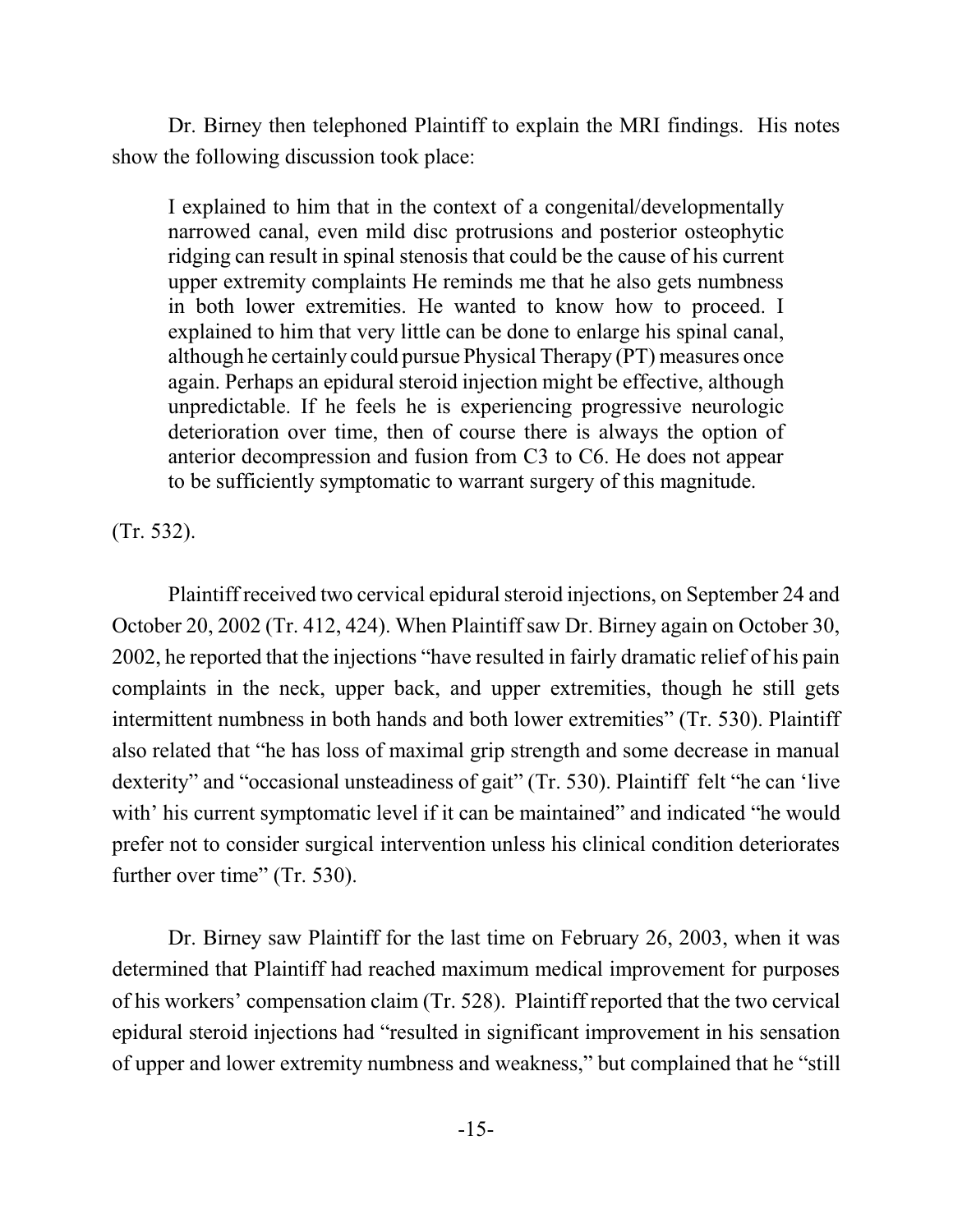Dr. Birney then telephoned Plaintiff to explain the MRI findings. His notes show the following discussion took place:

> I explained to him that in the context of a congenital/developmentally narrowed canal, even mild disc protrusions and posterior osteophytic ridging can result in spinal stenosis that could be the cause of his current upper extremity complaints He reminds me that he also gets numbness in both lower extremities. He wanted to know how to proceed. I explained to him that very little can be done to enlarge his spinal canal, although he certainly could pursue Physical Therapy (PT) measures once again. Perhaps an epidural steroid injection might be effective, although unpredictable. If he feels he is experiencing progressive neurologic deterioration over time, then of course there is always the option of anterior decompression and fusion from C3 to C6. He does not appear to be sufficiently symptomatic to warrant surgery of this magnitude.

(Tr. 532).

Plaintiff received two cervical epidural steroid injections, on September 24 and October 20, 2002 (Tr. 412, 424). When Plaintiff saw Dr. Birney again on October 30, 2002, he reported that the injections "have resulted in fairly dramatic relief of his pain complaints in the neck, upper back, and upper extremities, though he still gets intermittent numbness in both hands and both lower extremities" (Tr. 530). Plaintiff also related that "he has loss of maximal grip strength and some decrease in manual dexterity" and "occasional unsteadiness of gait" (Tr. 530). Plaintiff felt "he can 'live with' his current symptomatic level if it can be maintained" and indicated "he would prefer not to consider surgical intervention unless his clinical condition deteriorates further over time" (Tr. 530).

Dr. Birney saw Plaintiff for the last time on February 26, 2003, when it was determined that Plaintiff had reached maximum medical improvement for purposes of his workers' compensation claim (Tr. 528). Plaintiff reported that the two cervical epidural steroid injections had "resulted in significant improvement in his sensation of upper and lower extremity numbness and weakness," but complained that he "still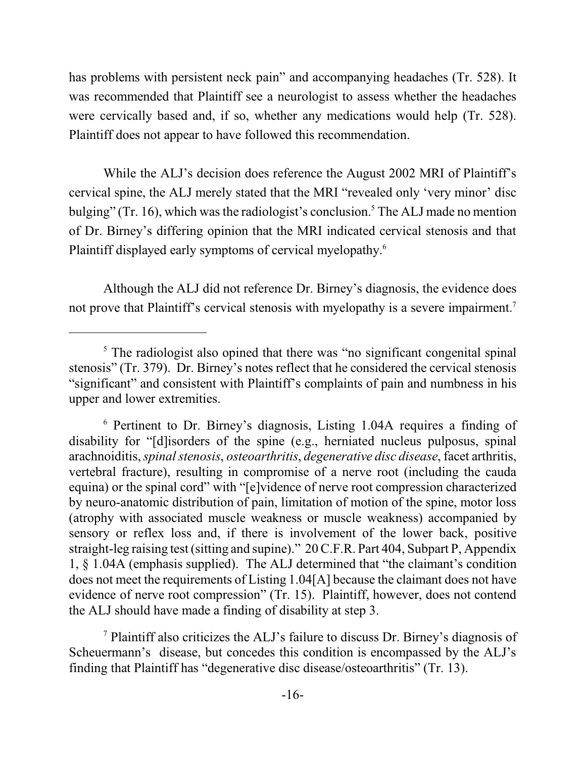has problems with persistent neck pain" and accompanying headaches (Tr. 528). It was recommended that Plaintiff see a neurologist to assess whether the headaches were cervically based and, if so, whether any medications would help (Tr. 528). Plaintiff does not appear to have followed this recommendation.

While the ALJ's decision does reference the August 2002 MRI of Plaintiff's cervical spine, the ALJ merely stated that the MRI "revealed only 'very minor' disc bulging" (Tr. 16), which was the radiologist's conclusion.[5] The ALJ made no mention of Dr. Birney's differing opinion that the MRI indicated cervical stenosis and that Plaintiff displayed early symptoms of cervical myelopathy.[6]

Although the ALJ did not reference Dr. Birney's diagnosis, the evidence does not prove that Plaintiff's cervical stenosis with myelopathy is a severe impairment.[7]

---

[5] The radiologist also opined that there was "no significant congenital spinal stenosis" (Tr. 379). Dr. Birney's notes reflect that he considered the cervical stenosis "significant" and consistent with Plaintiff's complaints of pain and numbness in his upper and lower extremities.

[6] Pertinent to Dr. Birney's diagnosis, Listing 1.04A requires a finding of disability for "[d]isorders of the spine (e.g., herniated nucleus pulposus, spinal arachnoiditis, *spinal stenosis*, *osteoarthritis*, *degenerative disc disease*, facet arthritis, vertebral fracture), resulting in compromise of a nerve root (including the cauda equina) or the spinal cord" with "[e]vidence of nerve root compression characterized by neuro-anatomic distribution of pain, limitation of motion of the spine, motor loss (atrophy with associated muscle weakness or muscle weakness) accompanied by sensory or reflex loss and, if there is involvement of the lower back, positive straight-leg raising test (sitting and supine)." 20 C.F.R. Part 404, Subpart P, Appendix 1, § 1.04A (emphasis supplied). The ALJ determined that "the claimant's condition does not meet the requirements of Listing 1.04[A] because the claimant does not have evidence of nerve root compression" (Tr. 15). Plaintiff, however, does not contend the ALJ should have made a finding of disability at step 3.

[7] Plaintiff also criticizes the ALJ's failure to discuss Dr. Birney's diagnosis of Scheuermann's disease, but concedes this condition is encompassed by the ALJ's finding that Plaintiff has "degenerative disc disease/osteoarthritis" (Tr. 13).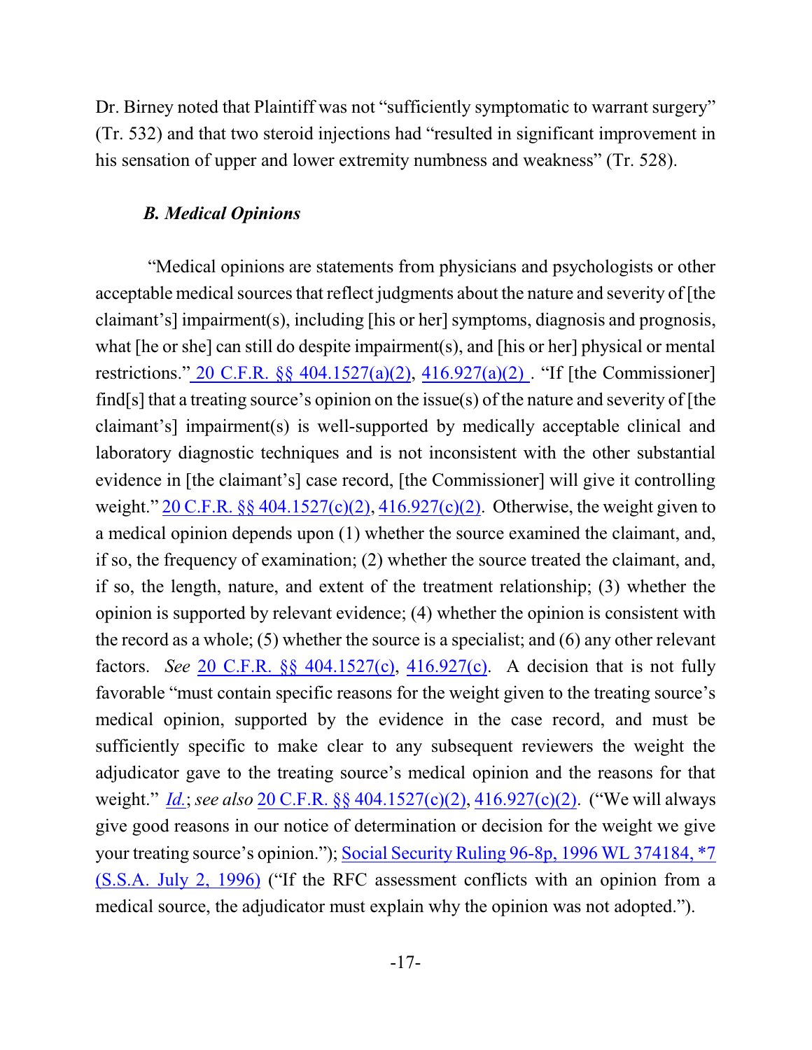Dr. Birney noted that Plaintiff was not "sufficiently symptomatic to warrant surgery" (Tr. 532) and that two steroid injections had "resulted in significant improvement in his sensation of upper and lower extremity numbness and weakness" (Tr. 528).

### *B. Medical Opinions*

"Medical opinions are statements from physicians and psychologists or other acceptable medical sources that reflect judgments about the nature and severity of [the claimant's] impairment(s), including [his or her] symptoms, diagnosis and prognosis, what [he or she] can still do despite impairment(s), and [his or her] physical or mental restrictions." 20 C.F.R. §§ 404.1527(a)(2), 416.927(a)(2) . "If [the Commissioner] find[s] that a treating source's opinion on the issue(s) of the nature and severity of [the claimant's] impairment(s) is well-supported by medically acceptable clinical and laboratory diagnostic techniques and is not inconsistent with the other substantial evidence in [the claimant's] case record, [the Commissioner] will give it controlling weight." 20 C.F.R. §§ 404.1527(c)(2), 416.927(c)(2). Otherwise, the weight given to a medical opinion depends upon (1) whether the source examined the claimant, and, if so, the frequency of examination; (2) whether the source treated the claimant, and, if so, the length, nature, and extent of the treatment relationship; (3) whether the opinion is supported by relevant evidence; (4) whether the opinion is consistent with the record as a whole; (5) whether the source is a specialist; and (6) any other relevant factors. *See* 20 C.F.R. §§ 404.1527(c), 416.927(c). A decision that is not fully favorable "must contain specific reasons for the weight given to the treating source's medical opinion, supported by the evidence in the case record, and must be sufficiently specific to make clear to any subsequent reviewers the weight the adjudicator gave to the treating source's medical opinion and the reasons for that weight." *Id.*; *see also* 20 C.F.R. §§ 404.1527(c)(2), 416.927(c)(2). ("We will always give good reasons in our notice of determination or decision for the weight we give your treating source's opinion."); Social Security Ruling 96-8p, 1996 WL 374184, *7 (S.S.A. July 2, 1996) ("If the RFC assessment conflicts with an opinion from a medical source, the adjudicator must explain why the opinion was not adopted.").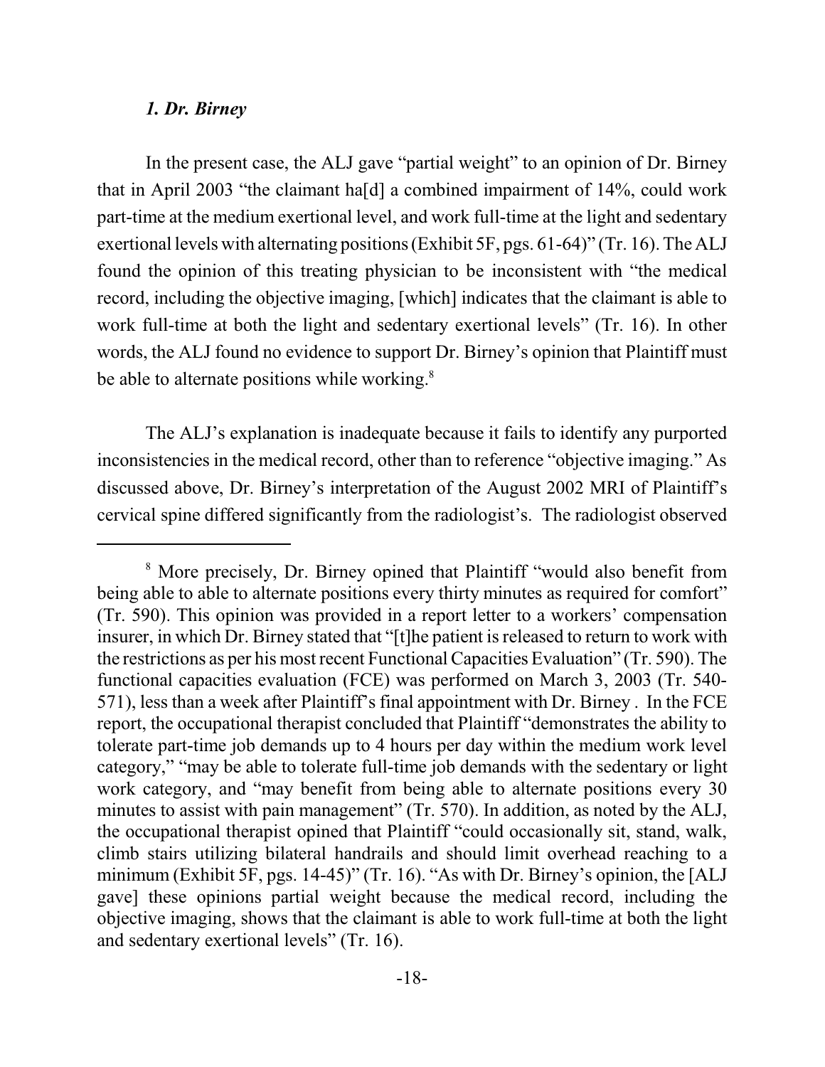### *1. Dr. Birney*

In the present case, the ALJ gave "partial weight" to an opinion of Dr. Birney that in April 2003 "the claimant ha[d] a combined impairment of 14%, could work part-time at the medium exertional level, and work full-time at the light and sedentary exertional levels with alternating positions (Exhibit 5F, pgs. 61-64)" (Tr. 16). The ALJ found the opinion of this treating physician to be inconsistent with "the medical record, including the objective imaging, [which] indicates that the claimant is able to work full-time at both the light and sedentary exertional levels" (Tr. 16). In other words, the ALJ found no evidence to support Dr. Birney's opinion that Plaintiff must be able to alternate positions while working.[8]

The ALJ's explanation is inadequate because it fails to identify any purported inconsistencies in the medical record, other than to reference "objective imaging." As discussed above, Dr. Birney's interpretation of the August 2002 MRI of Plaintiff's cervical spine differed significantly from the radiologist's. The radiologist observed

---

[8] More precisely, Dr. Birney opined that Plaintiff "would also benefit from being able to able to alternate positions every thirty minutes as required for comfort" (Tr. 590). This opinion was provided in a report letter to a workers' compensation insurer, in which Dr. Birney stated that "[t]he patient is released to return to work with the restrictions as per his most recent Functional Capacities Evaluation" (Tr. 590). The functional capacities evaluation (FCE) was performed on March 3, 2003 (Tr. 540-571), less than a week after Plaintiff's final appointment with Dr. Birney . In the FCE report, the occupational therapist concluded that Plaintiff "demonstrates the ability to tolerate part-time job demands up to 4 hours per day within the medium work level category," "may be able to tolerate full-time job demands with the sedentary or light work category, and "may benefit from being able to alternate positions every 30 minutes to assist with pain management" (Tr. 570). In addition, as noted by the ALJ, the occupational therapist opined that Plaintiff "could occasionally sit, stand, walk, climb stairs utilizing bilateral handrails and should limit overhead reaching to a minimum (Exhibit 5F, pgs. 14-45)" (Tr. 16). "As with Dr. Birney's opinion, the [ALJ gave] these opinions partial weight because the medical record, including the objective imaging, shows that the claimant is able to work full-time at both the light and sedentary exertional levels" (Tr. 16).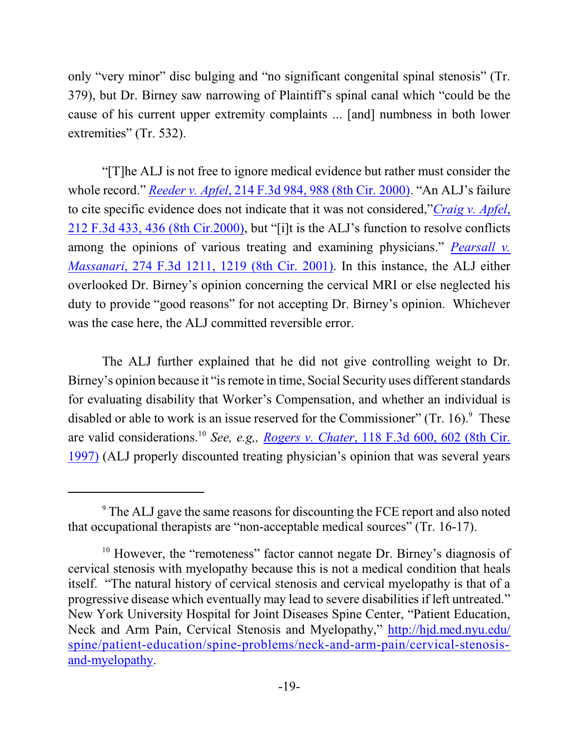only "very minor" disc bulging and "no significant congenital spinal stenosis" (Tr. 379), but Dr. Birney saw narrowing of Plaintiff's spinal canal which "could be the cause of his current upper extremity complaints ... [and] numbness in both lower extremities" (Tr. 532).

"[T]he ALJ is not free to ignore medical evidence but rather must consider the whole record." *Reeder v. Apfel*, 214 F.3d 984, 988 (8th Cir. 2000). "An ALJ's failure to cite specific evidence does not indicate that it was not considered,"*Craig v. Apfel*, 212 F.3d 433, 436 (8th Cir.2000), but "[i]t is the ALJ's function to resolve conflicts among the opinions of various treating and examining physicians." *Pearsall v. Massanari*, 274 F.3d 1211, 1219 (8th Cir. 2001). In this instance, the ALJ either overlooked Dr. Birney's opinion concerning the cervical MRI or else neglected his duty to provide "good reasons" for not accepting Dr. Birney's opinion. Whichever was the case here, the ALJ committed reversible error.

The ALJ further explained that he did not give controlling weight to Dr. Birney's opinion because it "is remote in time, Social Security uses different standards for evaluating disability that Worker's Compensation, and whether an individual is disabled or able to work is an issue reserved for the Commissioner" (Tr. 16).[9] These are valid considerations.[10] *See, e.g,, Rogers v. Chater*, 118 F.3d 600, 602 (8th Cir. 1997) (ALJ properly discounted treating physician's opinion that was several years

---

[9] The ALJ gave the same reasons for discounting the FCE report and also noted that occupational therapists are "non-acceptable medical sources" (Tr. 16-17).

[10] However, the "remoteness" factor cannot negate Dr. Birney's diagnosis of cervical stenosis with myelopathy because this is not a medical condition that heals itself. "The natural history of cervical stenosis and cervical myelopathy is that of a progressive disease which eventually may lead to severe disabilities if left untreated." New York University Hospital for Joint Diseases Spine Center, "Patient Education, Neck and Arm Pain, Cervical Stenosis and Myelopathy," http://hjd.med.nyu.edu/spine/patient-education/spine-problems/neck-and-arm-pain/cervical-stenosis-and-myelopathy.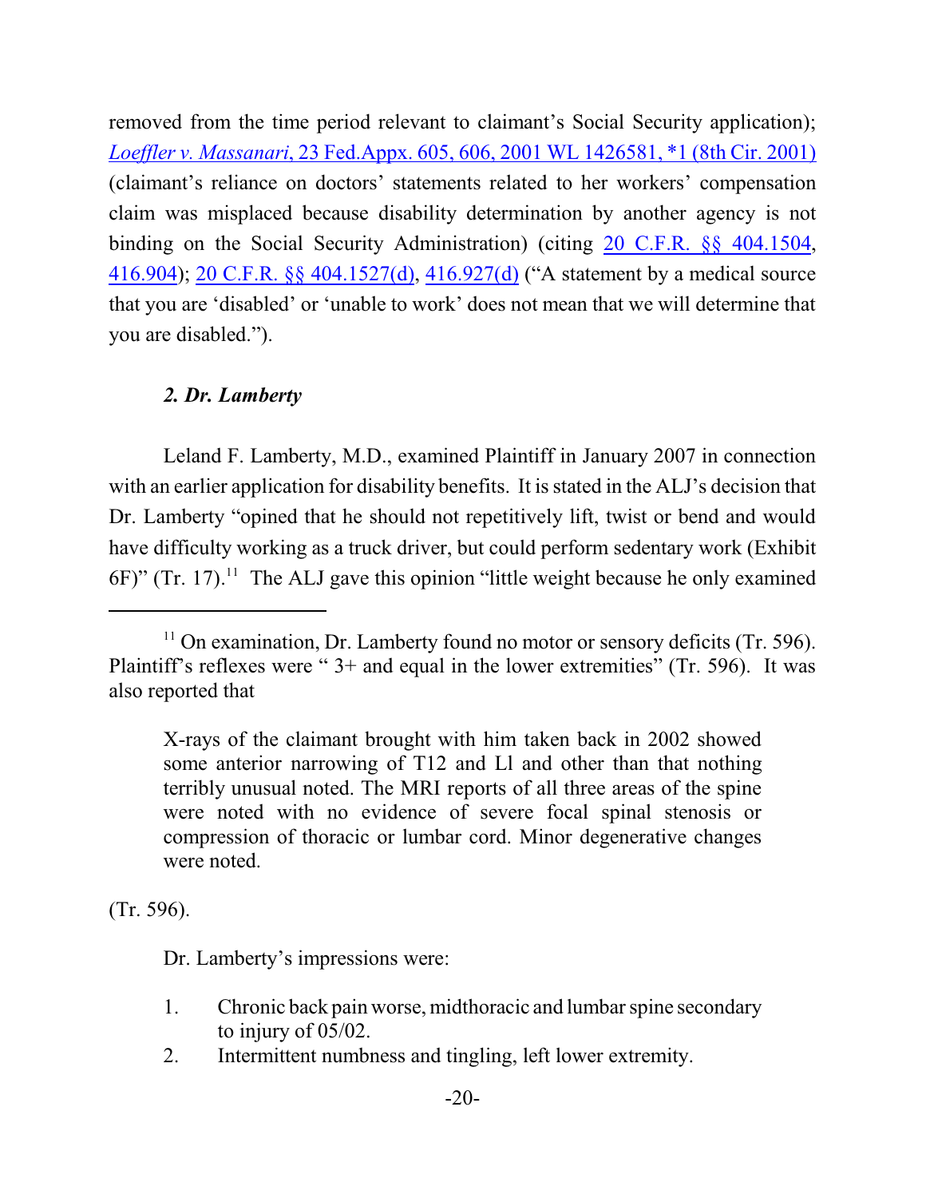removed from the time period relevant to claimant's Social Security application); *Loeffler v. Massanari*, 23 Fed.Appx. 605, 606, 2001 WL 1426581, *1 (8th Cir. 2001) (claimant's reliance on doctors' statements related to her workers' compensation claim was misplaced because disability determination by another agency is not binding on the Social Security Administration) (citing 20 C.F.R. §§ 404.1504, 416.904); 20 C.F.R. §§ 404.1527(d), 416.927(d) ("A statement by a medical source that you are 'disabled' or 'unable to work' does not mean that we will determine that you are disabled.").

### *2. Dr. Lamberty*

Leland F. Lamberty, M.D., examined Plaintiff in January 2007 in connection with an earlier application for disability benefits. It is stated in the ALJ's decision that Dr. Lamberty "opined that he should not repetitively lift, twist or bend and would have difficulty working as a truck driver, but could perform sedentary work (Exhibit 6F)" (Tr. 17).[11] The ALJ gave this opinion "little weight because he only examined

---

[11] On examination, Dr. Lamberty found no motor or sensory deficits (Tr. 596). Plaintiff's reflexes were " 3+ and equal in the lower extremities" (Tr. 596). It was also reported that

> X-rays of the claimant brought with him taken back in 2002 showed some anterior narrowing of T12 and Ll and other than that nothing terribly unusual noted. The MRI reports of all three areas of the spine were noted with no evidence of severe focal spinal stenosis or compression of thoracic or lumbar cord. Minor degenerative changes were noted.

(Tr. 596).

Dr. Lamberty's impressions were:

> 1. Chronic back pain worse, midthoracic and lumbar spine secondary to injury of 05/02.
> 2. Intermittent numbness and tingling, left lower extremity.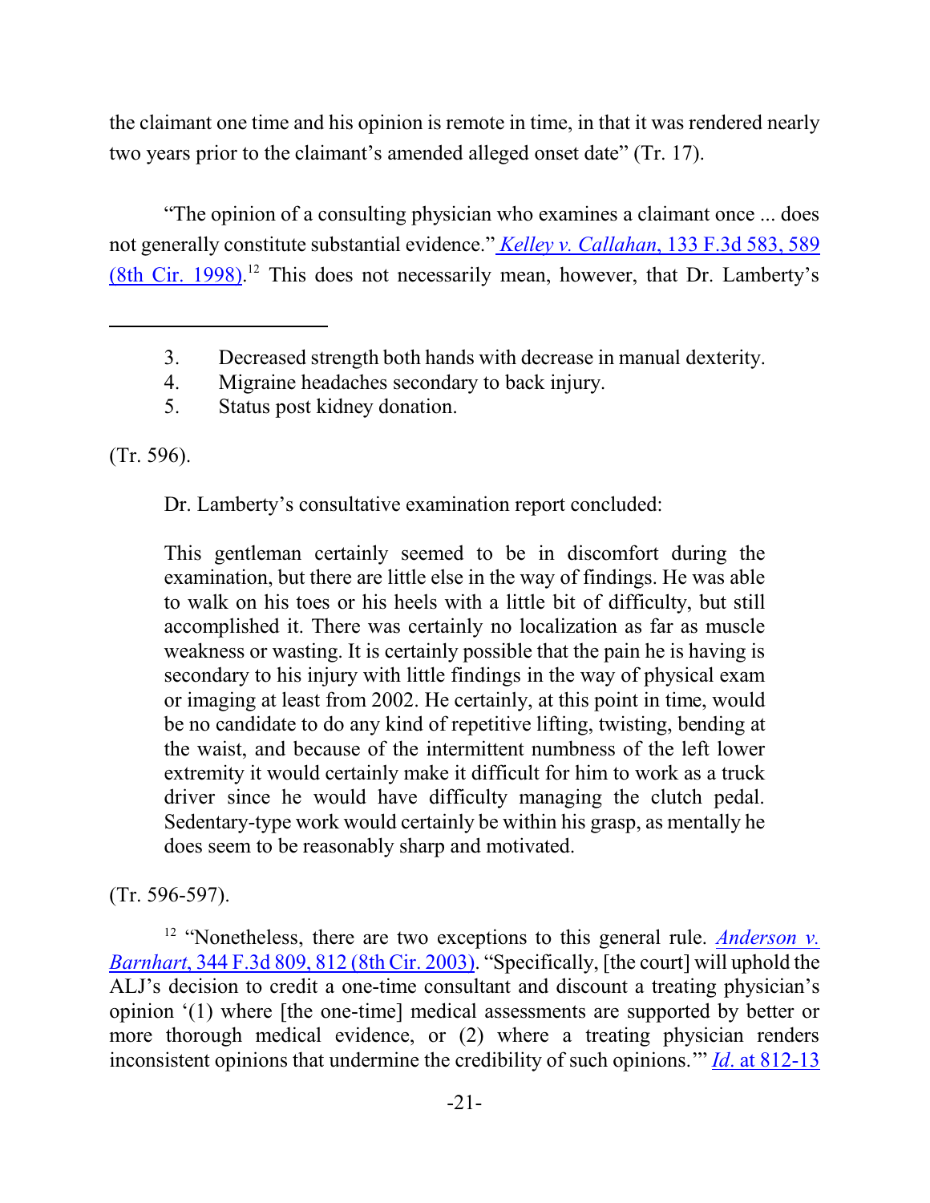the claimant one time and his opinion is remote in time, in that it was rendered nearly two years prior to the claimant's amended alleged onset date" (Tr. 17).

"The opinion of a consulting physician who examines a claimant once ... does not generally constitute substantial evidence." *Kelley v. Callahan*, 133 F.3d 583, 589 (8th Cir. 1998).[12] This does not necessarily mean, however, that Dr. Lamberty's

---

3. Decreased strength both hands with decrease in manual dexterity.
4. Migraine headaches secondary to back injury.
5. Status post kidney donation.

(Tr. 596).

Dr. Lamberty's consultative examination report concluded:

> This gentleman certainly seemed to be in discomfort during the examination, but there are little else in the way of findings. He was able to walk on his toes or his heels with a little bit of difficulty, but still accomplished it. There was certainly no localization as far as muscle weakness or wasting. It is certainly possible that the pain he is having is secondary to his injury with little findings in the way of physical exam or imaging at least from 2002. He certainly, at this point in time, would be no candidate to do any kind of repetitive lifting, twisting, bending at the waist, and because of the intermittent numbness of the left lower extremity it would certainly make it difficult for him to work as a truck driver since he would have difficulty managing the clutch pedal. Sedentary-type work would certainly be within his grasp, as mentally he does seem to be reasonably sharp and motivated.

(Tr. 596-597).

[12] "Nonetheless, there are two exceptions to this general rule. *Anderson v. Barnhart*, 344 F.3d 809, 812 (8th Cir. 2003). "Specifically, [the court] will uphold the ALJ's decision to credit a one-time consultant and discount a treating physician's opinion '(1) where [the one-time] medical assessments are supported by better or more thorough medical evidence, or (2) where a treating physician renders inconsistent opinions that undermine the credibility of such opinions.'" *Id*. at 812-13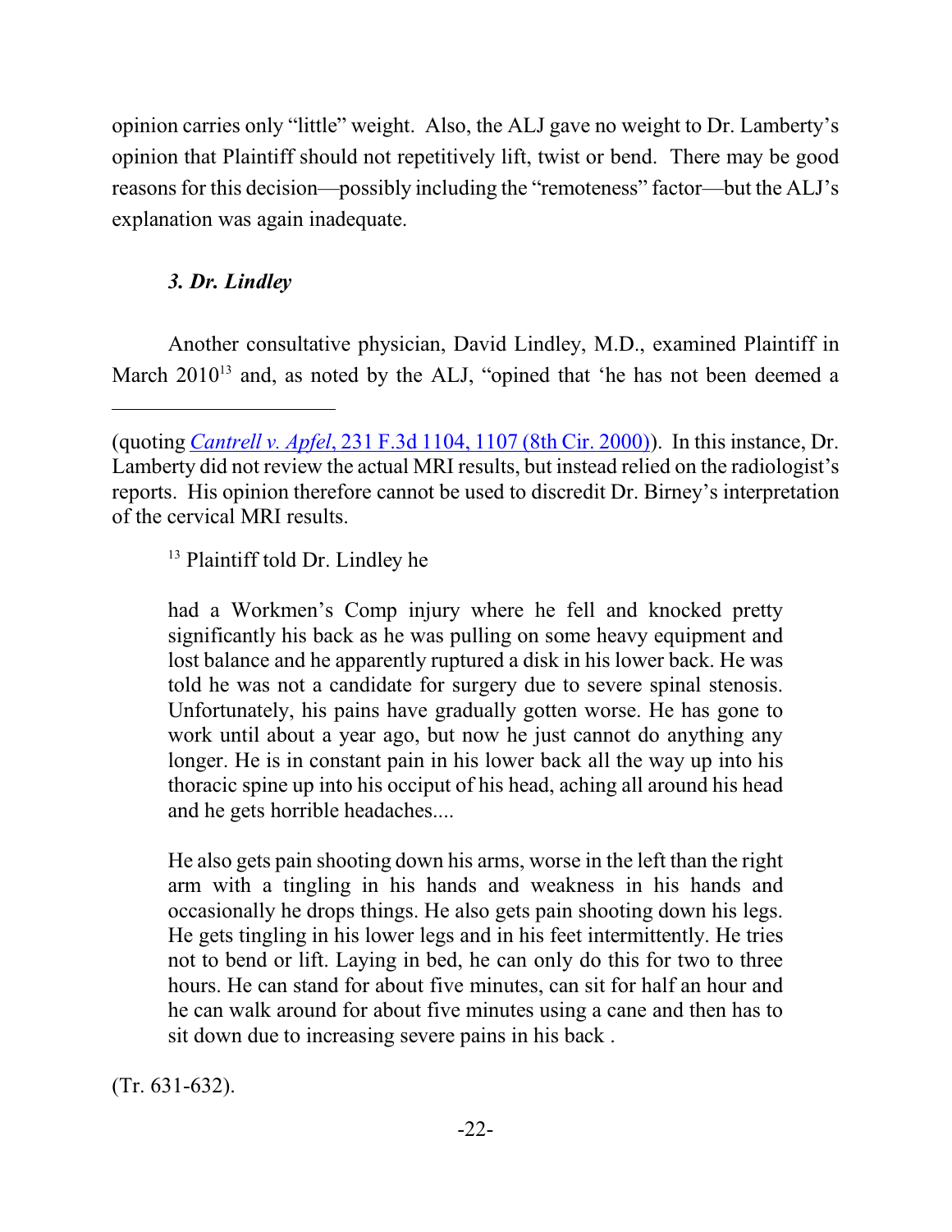opinion carries only "little" weight. Also, the ALJ gave no weight to Dr. Lamberty's opinion that Plaintiff should not repetitively lift, twist or bend. There may be good reasons for this decision—possibly including the "remoteness" factor—but the ALJ's explanation was again inadequate.

### *3. Dr. Lindley*

Another consultative physician, David Lindley, M.D., examined Plaintiff in March 2010[13] and, as noted by the ALJ, "opined that 'he has not been deemed a

---

(quoting *Cantrell v. Apfel*, 231 F.3d 1104, 1107 (8th Cir. 2000)). In this instance, Dr. Lamberty did not review the actual MRI results, but instead relied on the radiologist's reports. His opinion therefore cannot be used to discredit Dr. Birney's interpretation of the cervical MRI results.

[13] Plaintiff told Dr. Lindley he

> had a Workmen's Comp injury where he fell and knocked pretty significantly his back as he was pulling on some heavy equipment and lost balance and he apparently ruptured a disk in his lower back. He was told he was not a candidate for surgery due to severe spinal stenosis. Unfortunately, his pains have gradually gotten worse. He has gone to work until about a year ago, but now he just cannot do anything any longer. He is in constant pain in his lower back all the way up into his thoracic spine up into his occiput of his head, aching all around his head and he gets horrible headaches....
>
> He also gets pain shooting down his arms, worse in the left than the right arm with a tingling in his hands and weakness in his hands and occasionally he drops things. He also gets pain shooting down his legs. He gets tingling in his lower legs and in his feet intermittently. He tries not to bend or lift. Laying in bed, he can only do this for two to three hours. He can stand for about five minutes, can sit for half an hour and he can walk around for about five minutes using a cane and then has to sit down due to increasing severe pains in his back .

(Tr. 631-632).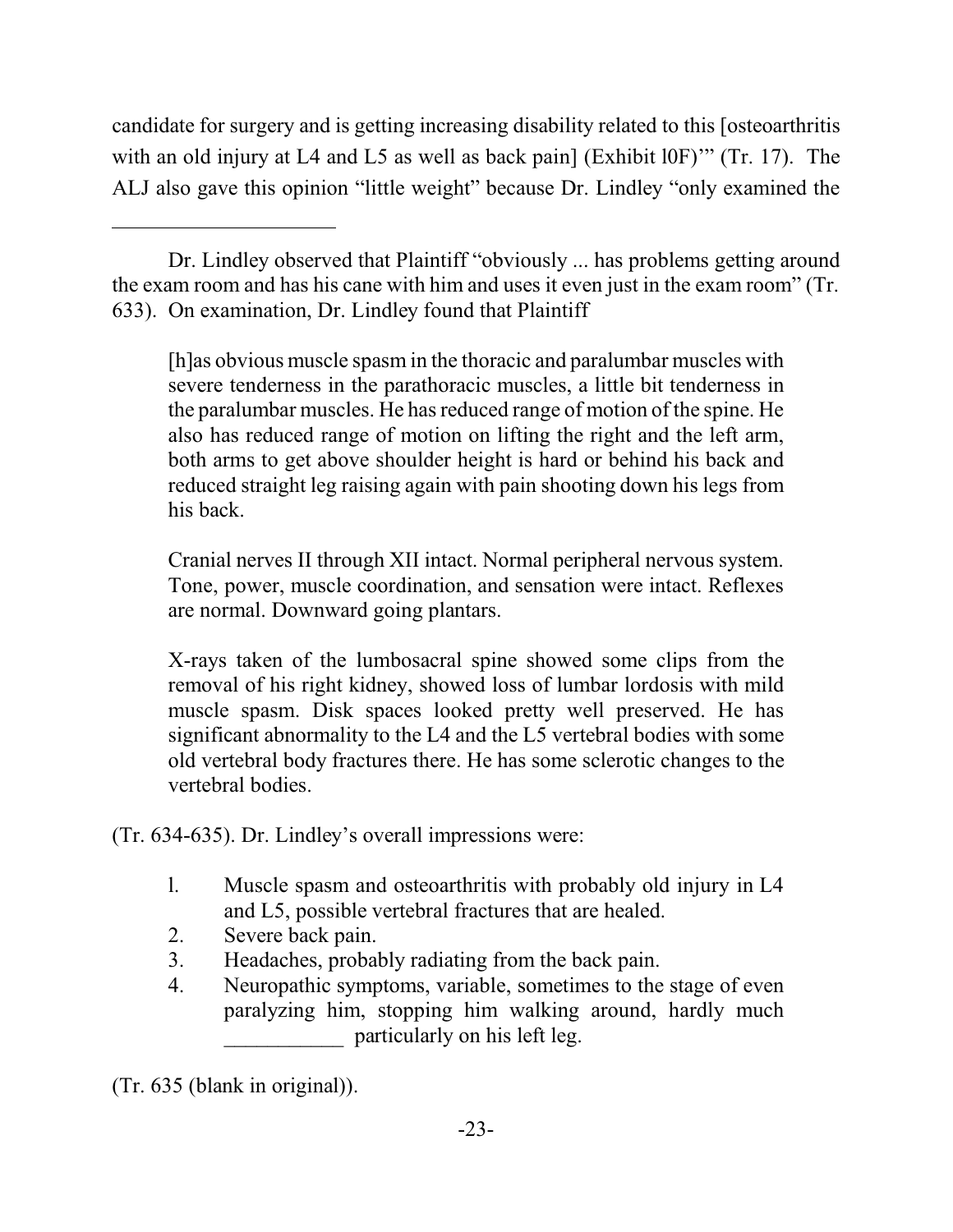candidate for surgery and is getting increasing disability related to this [osteoarthritis with an old injury at L4 and L5 as well as back pain] (Exhibit l0F)'" (Tr. 17). The ALJ also gave this opinion "little weight" because Dr. Lindley "only examined the

---

Dr. Lindley observed that Plaintiff "obviously ... has problems getting around the exam room and has his cane with him and uses it even just in the exam room" (Tr. 633). On examination, Dr. Lindley found that Plaintiff

> [h]as obvious muscle spasm in the thoracic and paralumbar muscles with severe tenderness in the parathoracic muscles, a little bit tenderness in the paralumbar muscles. He has reduced range of motion of the spine. He also has reduced range of motion on lifting the right and the left arm, both arms to get above shoulder height is hard or behind his back and reduced straight leg raising again with pain shooting down his legs from his back.
>
> Cranial nerves II through XII intact. Normal peripheral nervous system. Tone, power, muscle coordination, and sensation were intact. Reflexes are normal. Downward going plantars.
>
> X-rays taken of the lumbosacral spine showed some clips from the removal of his right kidney, showed loss of lumbar lordosis with mild muscle spasm. Disk spaces looked pretty well preserved. He has significant abnormality to the L4 and the L5 vertebral bodies with some old vertebral body fractures there. He has some sclerotic changes to the vertebral bodies.

(Tr. 634-635). Dr. Lindley's overall impressions were:

> l. Muscle spasm and osteoarthritis with probably old injury in L4 and L5, possible vertebral fractures that are healed.
> 2. Severe back pain.
> 3. Headaches, probably radiating from the back pain.
> 4. Neuropathic symptoms, variable, sometimes to the stage of even paralyzing him, stopping him walking around, hardly much ___________ particularly on his left leg.

(Tr. 635 (blank in original)).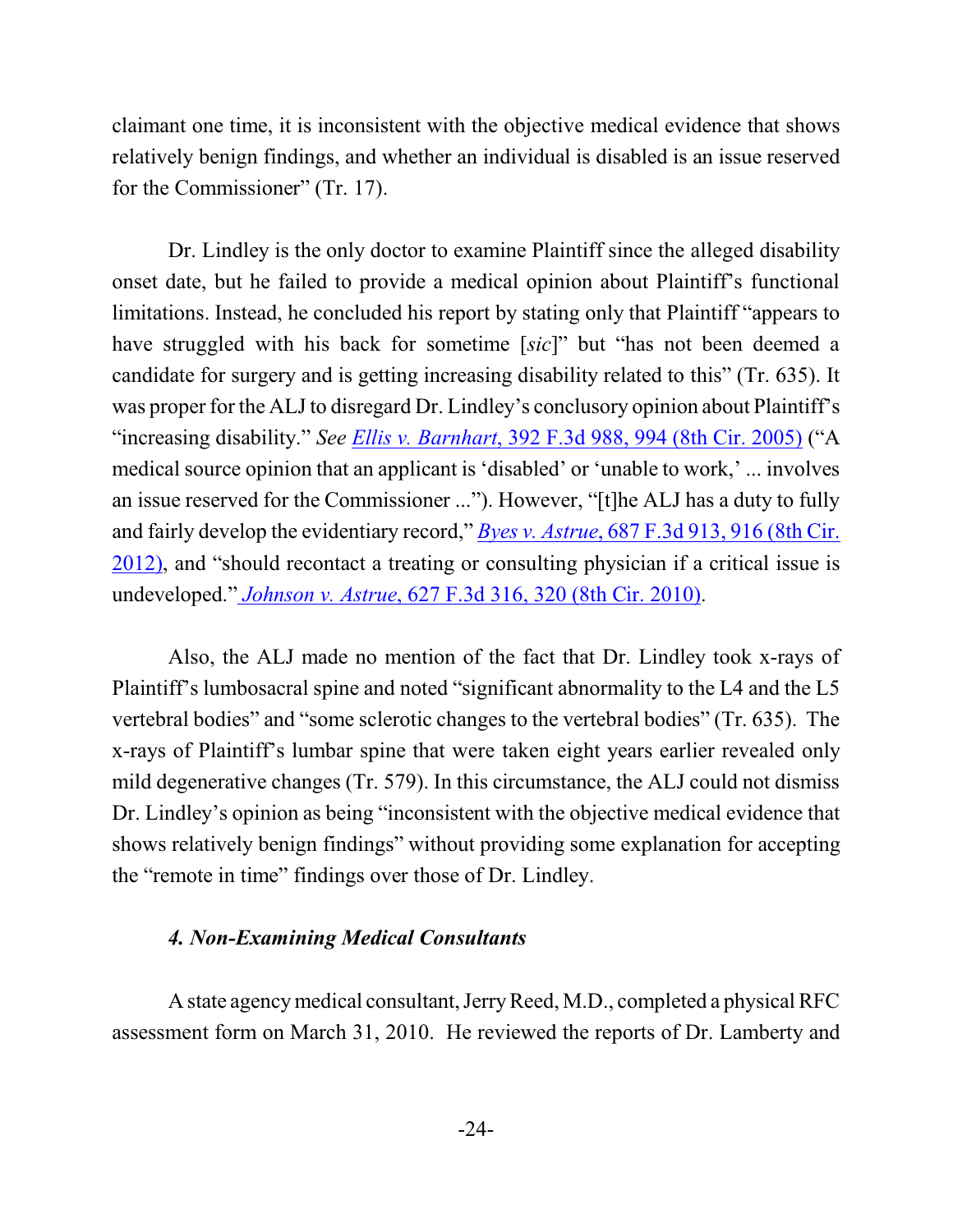claimant one time, it is inconsistent with the objective medical evidence that shows relatively benign findings, and whether an individual is disabled is an issue reserved for the Commissioner" (Tr. 17).

Dr. Lindley is the only doctor to examine Plaintiff since the alleged disability onset date, but he failed to provide a medical opinion about Plaintiff's functional limitations. Instead, he concluded his report by stating only that Plaintiff "appears to have struggled with his back for sometime [*sic*]" but "has not been deemed a candidate for surgery and is getting increasing disability related to this" (Tr. 635). It was proper for the ALJ to disregard Dr. Lindley's conclusory opinion about Plaintiff's "increasing disability." *See* *Ellis v. Barnhart*, 392 F.3d 988, 994 (8th Cir. 2005) ("A medical source opinion that an applicant is 'disabled' or 'unable to work,' ... involves an issue reserved for the Commissioner ..."). However, "[t]he ALJ has a duty to fully and fairly develop the evidentiary record," *Byes v. Astrue*, 687 F.3d 913, 916 (8th Cir. 2012), and "should recontact a treating or consulting physician if a critical issue is undeveloped." *Johnson v. Astrue*, 627 F.3d 316, 320 (8th Cir. 2010).

Also, the ALJ made no mention of the fact that Dr. Lindley took x-rays of Plaintiff's lumbosacral spine and noted "significant abnormality to the L4 and the L5 vertebral bodies" and "some sclerotic changes to the vertebral bodies" (Tr. 635). The x-rays of Plaintiff's lumbar spine that were taken eight years earlier revealed only mild degenerative changes (Tr. 579). In this circumstance, the ALJ could not dismiss Dr. Lindley's opinion as being "inconsistent with the objective medical evidence that shows relatively benign findings" without providing some explanation for accepting the "remote in time" findings over those of Dr. Lindley.

#### *4. Non-Examining Medical Consultants*

A state agency medical consultant, Jerry Reed, M.D., completed a physical RFC assessment form on March 31, 2010. He reviewed the reports of Dr. Lamberty and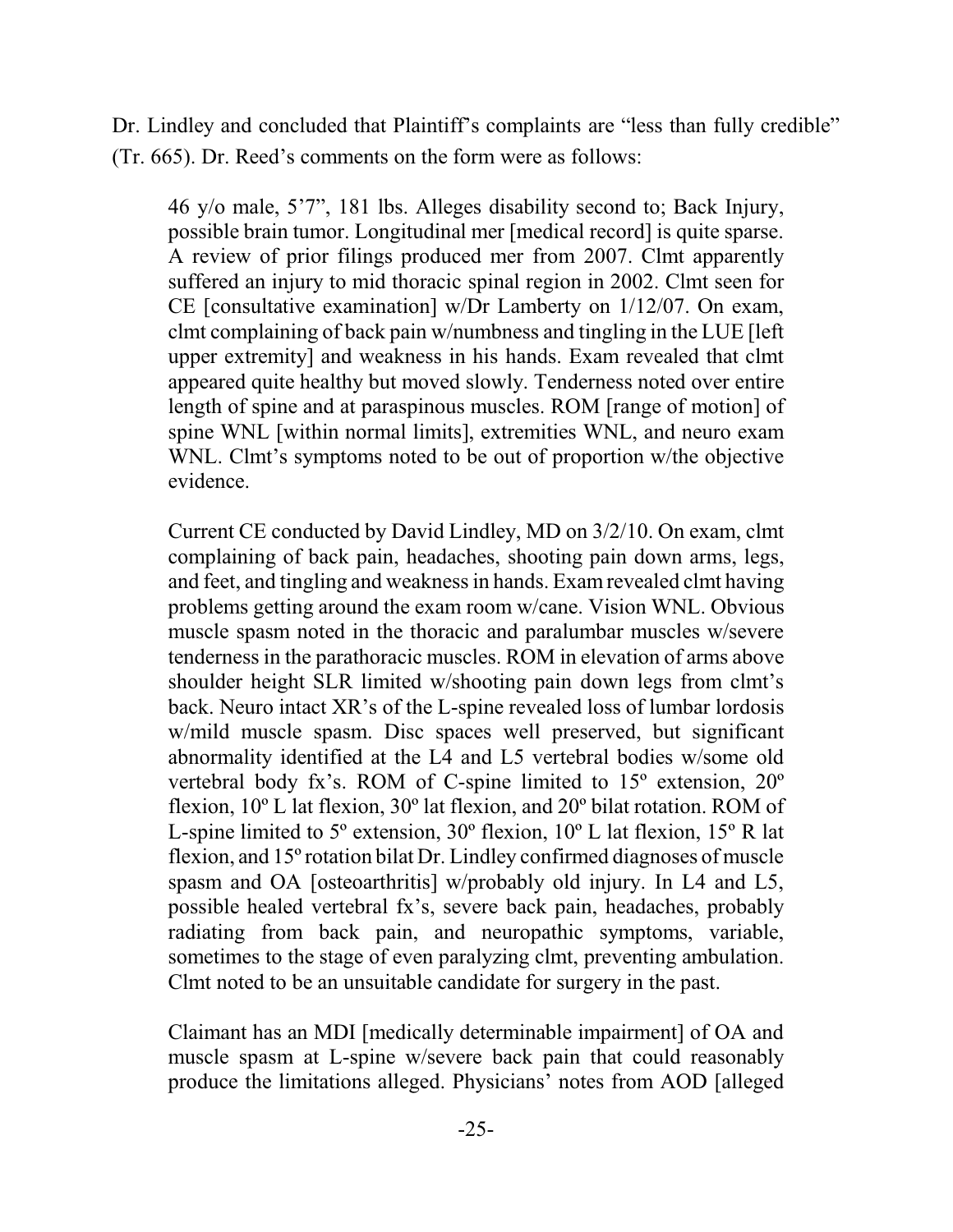Dr. Lindley and concluded that Plaintiff's complaints are "less than fully credible" (Tr. 665). Dr. Reed's comments on the form were as follows:

> 46 y/o male, 5'7", 181 lbs. Alleges disability second to; Back Injury, possible brain tumor. Longitudinal mer [medical record] is quite sparse. A review of prior filings produced mer from 2007. Clmt apparently suffered an injury to mid thoracic spinal region in 2002. Clmt seen for CE [consultative examination] w/Dr Lamberty on 1/12/07. On exam, clmt complaining of back pain w/numbness and tingling in the LUE [left upper extremity] and weakness in his hands. Exam revealed that clmt appeared quite healthy but moved slowly. Tenderness noted over entire length of spine and at paraspinous muscles. ROM [range of motion] of spine WNL [within normal limits], extremities WNL, and neuro exam WNL. Clmt's symptoms noted to be out of proportion w/the objective evidence.
>
> Current CE conducted by David Lindley, MD on 3/2/10. On exam, clmt complaining of back pain, headaches, shooting pain down arms, legs, and feet, and tingling and weakness in hands. Exam revealed clmt having problems getting around the exam room w/cane. Vision WNL. Obvious muscle spasm noted in the thoracic and paralumbar muscles w/severe tenderness in the parathoracic muscles. ROM in elevation of arms above shoulder height SLR limited w/shooting pain down legs from clmt's back. Neuro intact XR's of the L-spine revealed loss of lumbar lordosis w/mild muscle spasm. Disc spaces well preserved, but significant abnormality identified at the L4 and L5 vertebral bodies w/some old vertebral body fx's. ROM of C-spine limited to 15º extension, 20º flexion, 10º L lat flexion, 30º lat flexion, and 20º bilat rotation. ROM of L-spine limited to 5º extension, 30º flexion, 10º L lat flexion, 15º R lat flexion, and 15º rotation bilat Dr. Lindley confirmed diagnoses of muscle spasm and OA [osteoarthritis] w/probably old injury. In L4 and L5, possible healed vertebral fx's, severe back pain, headaches, probably radiating from back pain, and neuropathic symptoms, variable, sometimes to the stage of even paralyzing clmt, preventing ambulation. Clmt noted to be an unsuitable candidate for surgery in the past.
>
> Claimant has an MDI [medically determinable impairment] of OA and muscle spasm at L-spine w/severe back pain that could reasonably produce the limitations alleged. Physicians' notes from AOD [alleged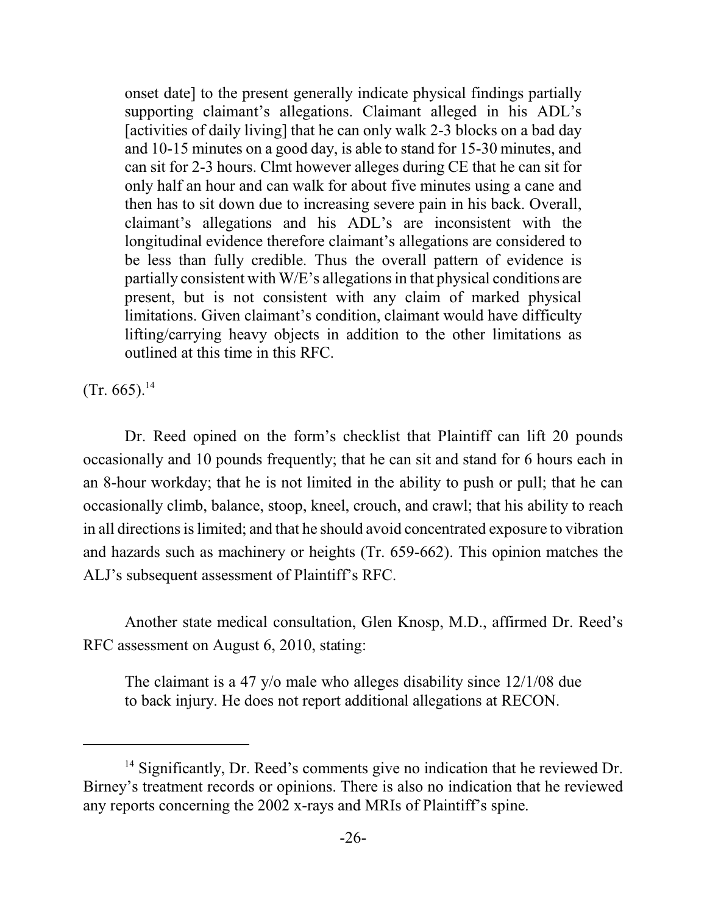> onset date] to the present generally indicate physical findings partially supporting claimant's allegations. Claimant alleged in his ADL's [activities of daily living] that he can only walk 2-3 blocks on a bad day and 10-15 minutes on a good day, is able to stand for 15-30 minutes, and can sit for 2-3 hours. Clmt however alleges during CE that he can sit for only half an hour and can walk for about five minutes using a cane and then has to sit down due to increasing severe pain in his back. Overall, claimant's allegations and his ADL's are inconsistent with the longitudinal evidence therefore claimant's allegations are considered to be less than fully credible. Thus the overall pattern of evidence is partially consistent with W/E's allegations in that physical conditions are present, but is not consistent with any claim of marked physical limitations. Given claimant's condition, claimant would have difficulty lifting/carrying heavy objects in addition to the other limitations as outlined at this time in this RFC.

(Tr. 665).[14]

Dr. Reed opined on the form's checklist that Plaintiff can lift 20 pounds occasionally and 10 pounds frequently; that he can sit and stand for 6 hours each in an 8-hour workday; that he is not limited in the ability to push or pull; that he can occasionally climb, balance, stoop, kneel, crouch, and crawl; that his ability to reach in all directions is limited; and that he should avoid concentrated exposure to vibration and hazards such as machinery or heights (Tr. 659-662). This opinion matches the ALJ's subsequent assessment of Plaintiff's RFC.

Another state medical consultation, Glen Knosp, M.D., affirmed Dr. Reed's RFC assessment on August 6, 2010, stating:

> The claimant is a 47 y/o male who alleges disability since 12/1/08 due to back injury. He does not report additional allegations at RECON.

---

[14] Significantly, Dr. Reed's comments give no indication that he reviewed Dr. Birney's treatment records or opinions. There is also no indication that he reviewed any reports concerning the 2002 x-rays and MRIs of Plaintiff's spine.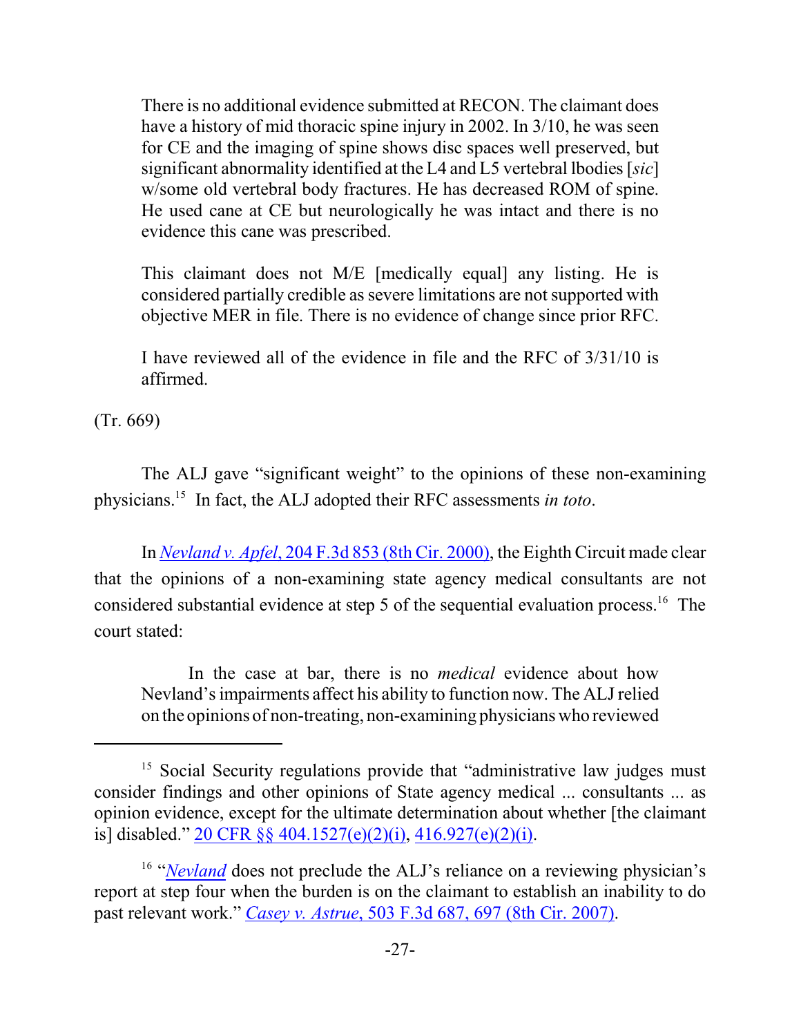> There is no additional evidence submitted at RECON. The claimant does have a history of mid thoracic spine injury in 2002. In 3/10, he was seen for CE and the imaging of spine shows disc spaces well preserved, but significant abnormality identified at the L4 and L5 vertebral lbodies [*sic*] w/some old vertebral body fractures. He has decreased ROM of spine. He used cane at CE but neurologically he was intact and there is no evidence this cane was prescribed.
>
> This claimant does not M/E [medically equal] any listing. He is considered partially credible as severe limitations are not supported with objective MER in file. There is no evidence of change since prior RFC.
>
> I have reviewed all of the evidence in file and the RFC of 3/31/10 is affirmed.

(Tr. 669)

The ALJ gave "significant weight" to the opinions of these non-examining physicians.[15] In fact, the ALJ adopted their RFC assessments *in toto*.

In *Nevland v. Apfel*, 204 F.3d 853 (8th Cir. 2000), the Eighth Circuit made clear that the opinions of a non-examining state agency medical consultants are not considered substantial evidence at step 5 of the sequential evaluation process.[16] The court stated:

> In the case at bar, there is no *medical* evidence about how Nevland's impairments affect his ability to function now. The ALJ relied on the opinions of non-treating, non-examining physicians who reviewed

---

[15] Social Security regulations provide that "administrative law judges must consider findings and other opinions of State agency medical ... consultants ... as opinion evidence, except for the ultimate determination about whether [the claimant is] disabled." 20 CFR §§ 404.1527(e)(2)(i), 416.927(e)(2)(i).

[16] "*Nevland* does not preclude the ALJ's reliance on a reviewing physician's report at step four when the burden is on the claimant to establish an inability to do past relevant work." *Casey v. Astrue*, 503 F.3d 687, 697 (8th Cir. 2007).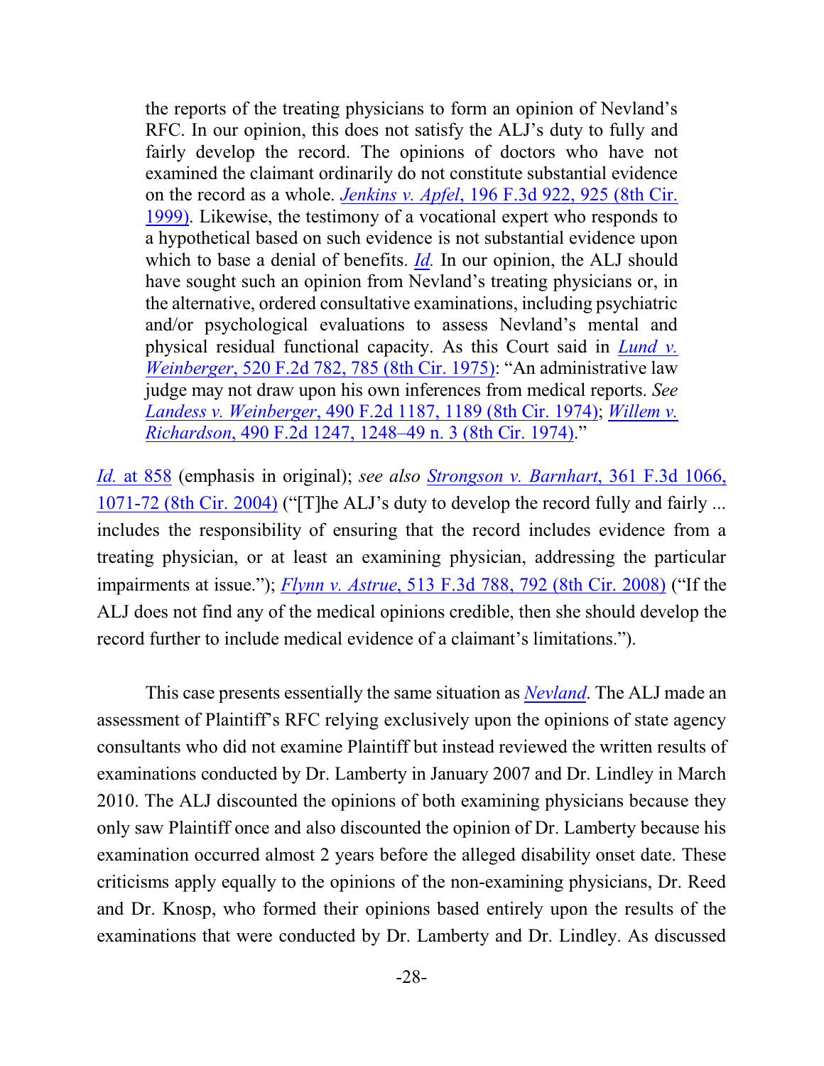> the reports of the treating physicians to form an opinion of Nevland's RFC. In our opinion, this does not satisfy the ALJ's duty to fully and fairly develop the record. The opinions of doctors who have not examined the claimant ordinarily do not constitute substantial evidence on the record as a whole. *Jenkins v. Apfel*, 196 F.3d 922, 925 (8th Cir. 1999). Likewise, the testimony of a vocational expert who responds to a hypothetical based on such evidence is not substantial evidence upon which to base a denial of benefits. *Id.* In our opinion, the ALJ should have sought such an opinion from Nevland's treating physicians or, in the alternative, ordered consultative examinations, including psychiatric and/or psychological evaluations to assess Nevland's mental and physical residual functional capacity. As this Court said in *Lund v. Weinberger*, 520 F.2d 782, 785 (8th Cir. 1975): "An administrative law judge may not draw upon his own inferences from medical reports. *See Landess v. Weinberger*, 490 F.2d 1187, 1189 (8th Cir. 1974); *Willem v. Richardson*, 490 F.2d 1247, 1248–49 n. 3 (8th Cir. 1974)."

*Id.* at 858 (emphasis in original); *see also Strongson v. Barnhart*, 361 F.3d 1066, 1071-72 (8th Cir. 2004) ("[T]he ALJ's duty to develop the record fully and fairly ... includes the responsibility of ensuring that the record includes evidence from a treating physician, or at least an examining physician, addressing the particular impairments at issue."); *Flynn v. Astrue*, 513 F.3d 788, 792 (8th Cir. 2008) ("If the ALJ does not find any of the medical opinions credible, then she should develop the record further to include medical evidence of a claimant's limitations.").

This case presents essentially the same situation as *Nevland*. The ALJ made an assessment of Plaintiff's RFC relying exclusively upon the opinions of state agency consultants who did not examine Plaintiff but instead reviewed the written results of examinations conducted by Dr. Lamberty in January 2007 and Dr. Lindley in March 2010. The ALJ discounted the opinions of both examining physicians because they only saw Plaintiff once and also discounted the opinion of Dr. Lamberty because his examination occurred almost 2 years before the alleged disability onset date. These criticisms apply equally to the opinions of the non-examining physicians, Dr. Reed and Dr. Knosp, who formed their opinions based entirely upon the results of the examinations that were conducted by Dr. Lamberty and Dr. Lindley. As discussed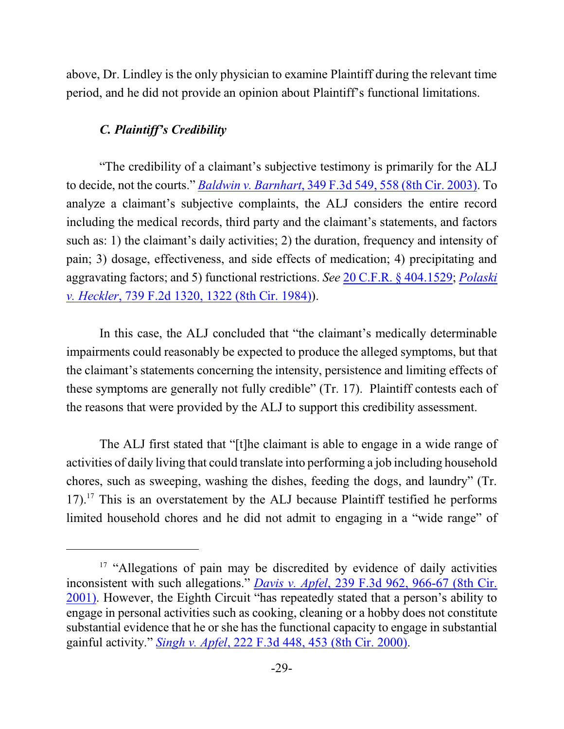above, Dr. Lindley is the only physician to examine Plaintiff during the relevant time period, and he did not provide an opinion about Plaintiff's functional limitations.

### *C. Plaintiff's Credibility*

"The credibility of a claimant's subjective testimony is primarily for the ALJ to decide, not the courts." *Baldwin v. Barnhart*, 349 F.3d 549, 558 (8th Cir. 2003). To analyze a claimant's subjective complaints, the ALJ considers the entire record including the medical records, third party and the claimant's statements, and factors such as: 1) the claimant's daily activities; 2) the duration, frequency and intensity of pain; 3) dosage, effectiveness, and side effects of medication; 4) precipitating and aggravating factors; and 5) functional restrictions. *See* 20 C.F.R. § 404.1529; *Polaski v. Heckler*, 739 F.2d 1320, 1322 (8th Cir. 1984)).

In this case, the ALJ concluded that "the claimant's medically determinable impairments could reasonably be expected to produce the alleged symptoms, but that the claimant's statements concerning the intensity, persistence and limiting effects of these symptoms are generally not fully credible" (Tr. 17). Plaintiff contests each of the reasons that were provided by the ALJ to support this credibility assessment.

The ALJ first stated that "[t]he claimant is able to engage in a wide range of activities of daily living that could translate into performing a job including household chores, such as sweeping, washing the dishes, feeding the dogs, and laundry" (Tr. 17).[17] This is an overstatement by the ALJ because Plaintiff testified he performs limited household chores and he did not admit to engaging in a "wide range" of

---

[17] "Allegations of pain may be discredited by evidence of daily activities inconsistent with such allegations." *Davis v. Apfel*, 239 F.3d 962, 966-67 (8th Cir. 2001). However, the Eighth Circuit "has repeatedly stated that a person's ability to engage in personal activities such as cooking, cleaning or a hobby does not constitute substantial evidence that he or she has the functional capacity to engage in substantial gainful activity." *Singh v. Apfel*, 222 F.3d 448, 453 (8th Cir. 2000).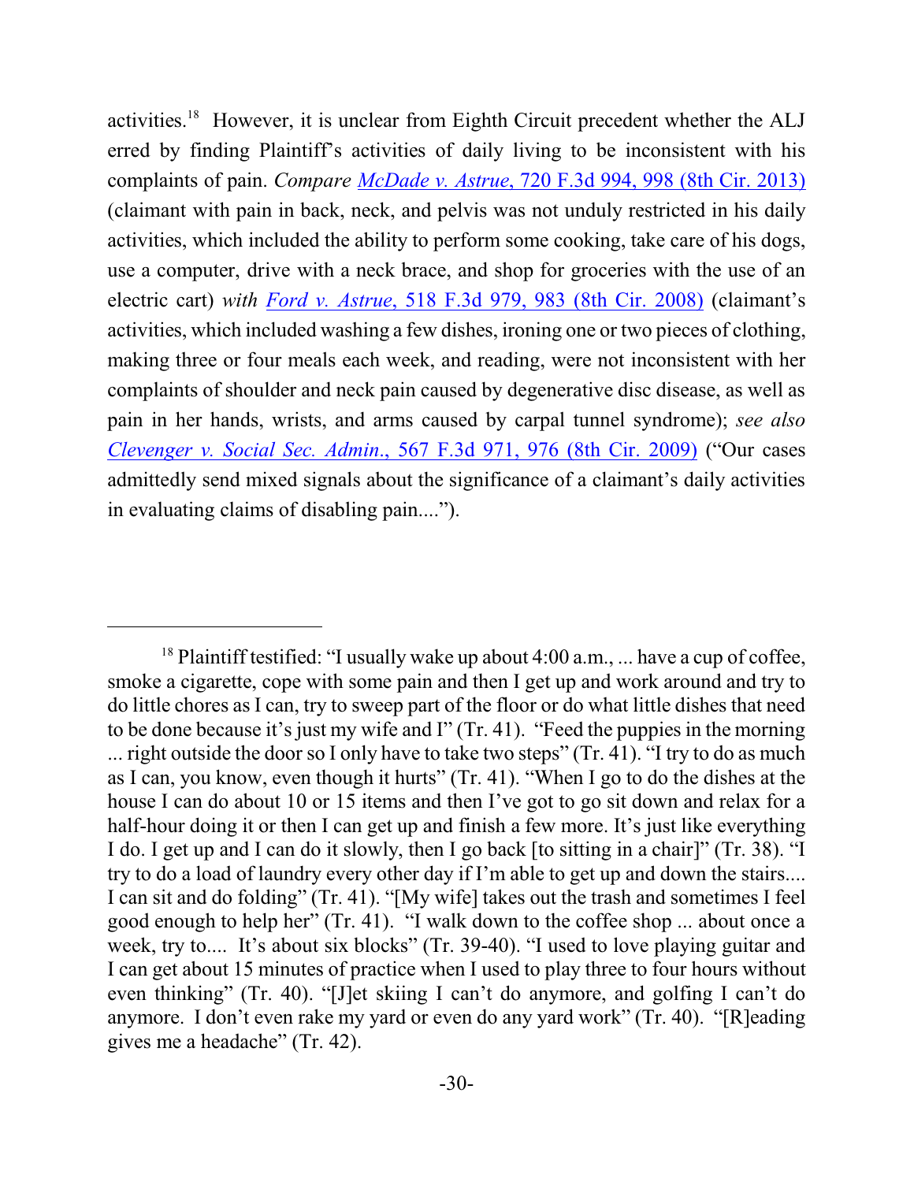activities.[18] However, it is unclear from Eighth Circuit precedent whether the ALJ erred by finding Plaintiff's activities of daily living to be inconsistent with his complaints of pain. *Compare* *McDade v. Astrue*, 720 F.3d 994, 998 (8th Cir. 2013) (claimant with pain in back, neck, and pelvis was not unduly restricted in his daily activities, which included the ability to perform some cooking, take care of his dogs, use a computer, drive with a neck brace, and shop for groceries with the use of an electric cart) *with* *Ford v. Astrue*, 518 F.3d 979, 983 (8th Cir. 2008) (claimant's activities, which included washing a few dishes, ironing one or two pieces of clothing, making three or four meals each week, and reading, were not inconsistent with her complaints of shoulder and neck pain caused by degenerative disc disease, as well as pain in her hands, wrists, and arms caused by carpal tunnel syndrome); *see also* *Clevenger v. Social Sec. Admin.*, 567 F.3d 971, 976 (8th Cir. 2009) ("Our cases admittedly send mixed signals about the significance of a claimant's daily activities in evaluating claims of disabling pain....").

---

[18] Plaintiff testified: "I usually wake up about 4:00 a.m., ... have a cup of coffee, smoke a cigarette, cope with some pain and then I get up and work around and try to do little chores as I can, try to sweep part of the floor or do what little dishes that need to be done because it's just my wife and I" (Tr. 41). "Feed the puppies in the morning ... right outside the door so I only have to take two steps" (Tr. 41). "I try to do as much as I can, you know, even though it hurts" (Tr. 41). "When I go to do the dishes at the house I can do about 10 or 15 items and then I've got to go sit down and relax for a half-hour doing it or then I can get up and finish a few more. It's just like everything I do. I get up and I can do it slowly, then I go back [to sitting in a chair]" (Tr. 38). "I try to do a load of laundry every other day if I'm able to get up and down the stairs.... I can sit and do folding" (Tr. 41). "[My wife] takes out the trash and sometimes I feel good enough to help her" (Tr. 41). "I walk down to the coffee shop ... about once a week, try to.... It's about six blocks" (Tr. 39-40). "I used to love playing guitar and I can get about 15 minutes of practice when I used to play three to four hours without even thinking" (Tr. 40). "[J]et skiing I can't do anymore, and golfing I can't do anymore. I don't even rake my yard or even do any yard work" (Tr. 40). "[R]eading gives me a headache" (Tr. 42).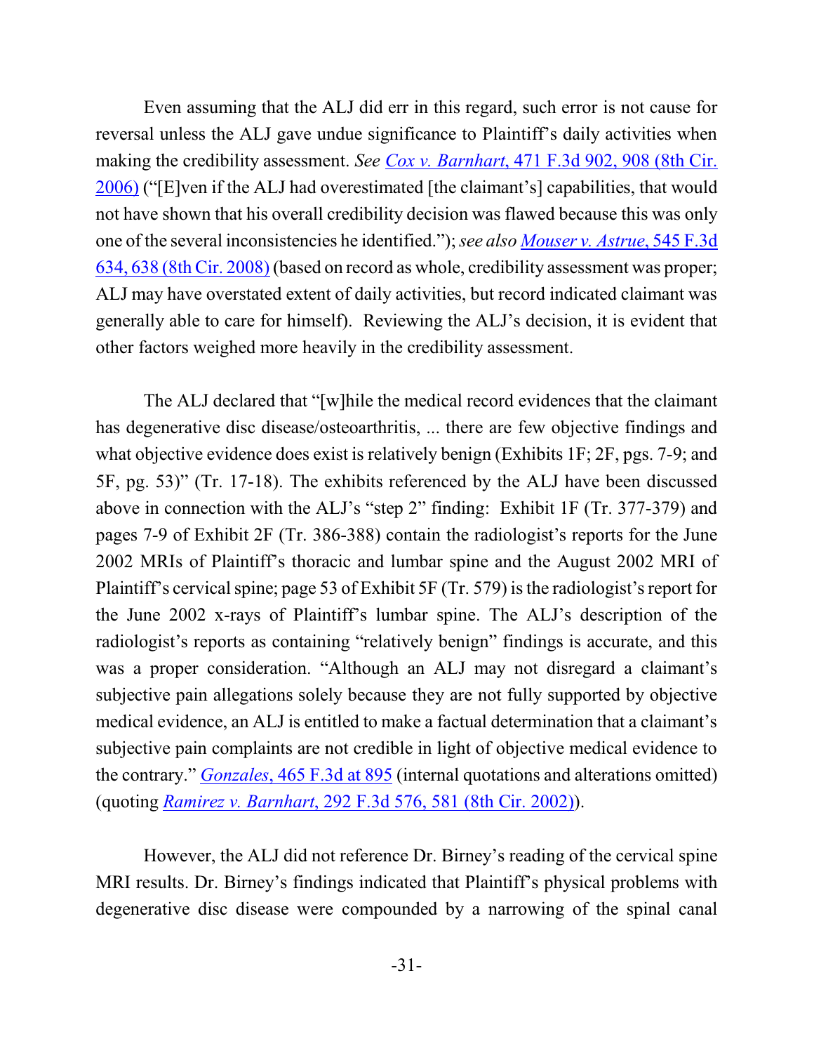Even assuming that the ALJ did err in this regard, such error is not cause for reversal unless the ALJ gave undue significance to Plaintiff's daily activities when making the credibility assessment. *See* *Cox v. Barnhart*, 471 F.3d 902, 908 (8th Cir. 2006) ("[E]ven if the ALJ had overestimated [the claimant's] capabilities, that would not have shown that his overall credibility decision was flawed because this was only one of the several inconsistencies he identified."); *see also* *Mouser v. Astrue*, 545 F.3d 634, 638 (8th Cir. 2008) (based on record as whole, credibility assessment was proper; ALJ may have overstated extent of daily activities, but record indicated claimant was generally able to care for himself). Reviewing the ALJ's decision, it is evident that other factors weighed more heavily in the credibility assessment.

The ALJ declared that "[w]hile the medical record evidences that the claimant has degenerative disc disease/osteoarthritis, ... there are few objective findings and what objective evidence does exist is relatively benign (Exhibits 1F; 2F, pgs. 7-9; and 5F, pg. 53)" (Tr. 17-18). The exhibits referenced by the ALJ have been discussed above in connection with the ALJ's "step 2" finding: Exhibit 1F (Tr. 377-379) and pages 7-9 of Exhibit 2F (Tr. 386-388) contain the radiologist's reports for the June 2002 MRIs of Plaintiff's thoracic and lumbar spine and the August 2002 MRI of Plaintiff's cervical spine; page 53 of Exhibit 5F (Tr. 579) is the radiologist's report for the June 2002 x-rays of Plaintiff's lumbar spine. The ALJ's description of the radiologist's reports as containing "relatively benign" findings is accurate, and this was a proper consideration. "Although an ALJ may not disregard a claimant's subjective pain allegations solely because they are not fully supported by objective medical evidence, an ALJ is entitled to make a factual determination that a claimant's subjective pain complaints are not credible in light of objective medical evidence to the contrary." *Gonzales*, 465 F.3d at 895 (internal quotations and alterations omitted) (quoting *Ramirez v. Barnhart*, 292 F.3d 576, 581 (8th Cir. 2002)).

However, the ALJ did not reference Dr. Birney's reading of the cervical spine MRI results. Dr. Birney's findings indicated that Plaintiff's physical problems with degenerative disc disease were compounded by a narrowing of the spinal canal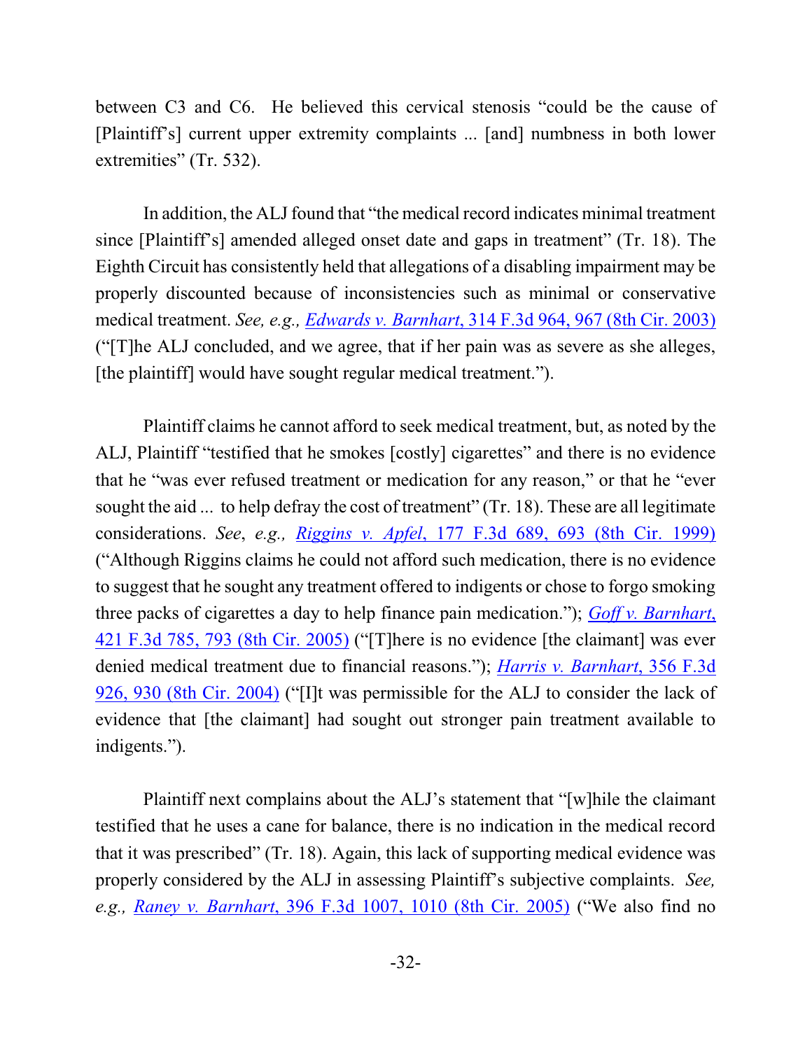between C3 and C6. He believed this cervical stenosis "could be the cause of [Plaintiff's] current upper extremity complaints ... [and] numbness in both lower extremities" (Tr. 532).

In addition, the ALJ found that "the medical record indicates minimal treatment since [Plaintiff's] amended alleged onset date and gaps in treatment" (Tr. 18). The Eighth Circuit has consistently held that allegations of a disabling impairment may be properly discounted because of inconsistencies such as minimal or conservative medical treatment. *See, e.g., Edwards v. Barnhart*, 314 F.3d 964, 967 (8th Cir. 2003) ("[T]he ALJ concluded, and we agree, that if her pain was as severe as she alleges, [the plaintiff] would have sought regular medical treatment.").

Plaintiff claims he cannot afford to seek medical treatment, but, as noted by the ALJ, Plaintiff "testified that he smokes [costly] cigarettes" and there is no evidence that he "was ever refused treatment or medication for any reason," or that he "ever sought the aid ... to help defray the cost of treatment" (Tr. 18). These are all legitimate considerations. *See*, *e.g., Riggins v. Apfel*, 177 F.3d 689, 693 (8th Cir. 1999) ("Although Riggins claims he could not afford such medication, there is no evidence to suggest that he sought any treatment offered to indigents or chose to forgo smoking three packs of cigarettes a day to help finance pain medication."); *Goff v. Barnhart*, 421 F.3d 785, 793 (8th Cir. 2005) ("[T]here is no evidence [the claimant] was ever denied medical treatment due to financial reasons."); *Harris v. Barnhart*, 356 F.3d 926, 930 (8th Cir. 2004) ("[I]t was permissible for the ALJ to consider the lack of evidence that [the claimant] had sought out stronger pain treatment available to indigents.").

Plaintiff next complains about the ALJ's statement that "[w]hile the claimant testified that he uses a cane for balance, there is no indication in the medical record that it was prescribed" (Tr. 18). Again, this lack of supporting medical evidence was properly considered by the ALJ in assessing Plaintiff's subjective complaints. *See, e.g., Raney v. Barnhart*, 396 F.3d 1007, 1010 (8th Cir. 2005) ("We also find no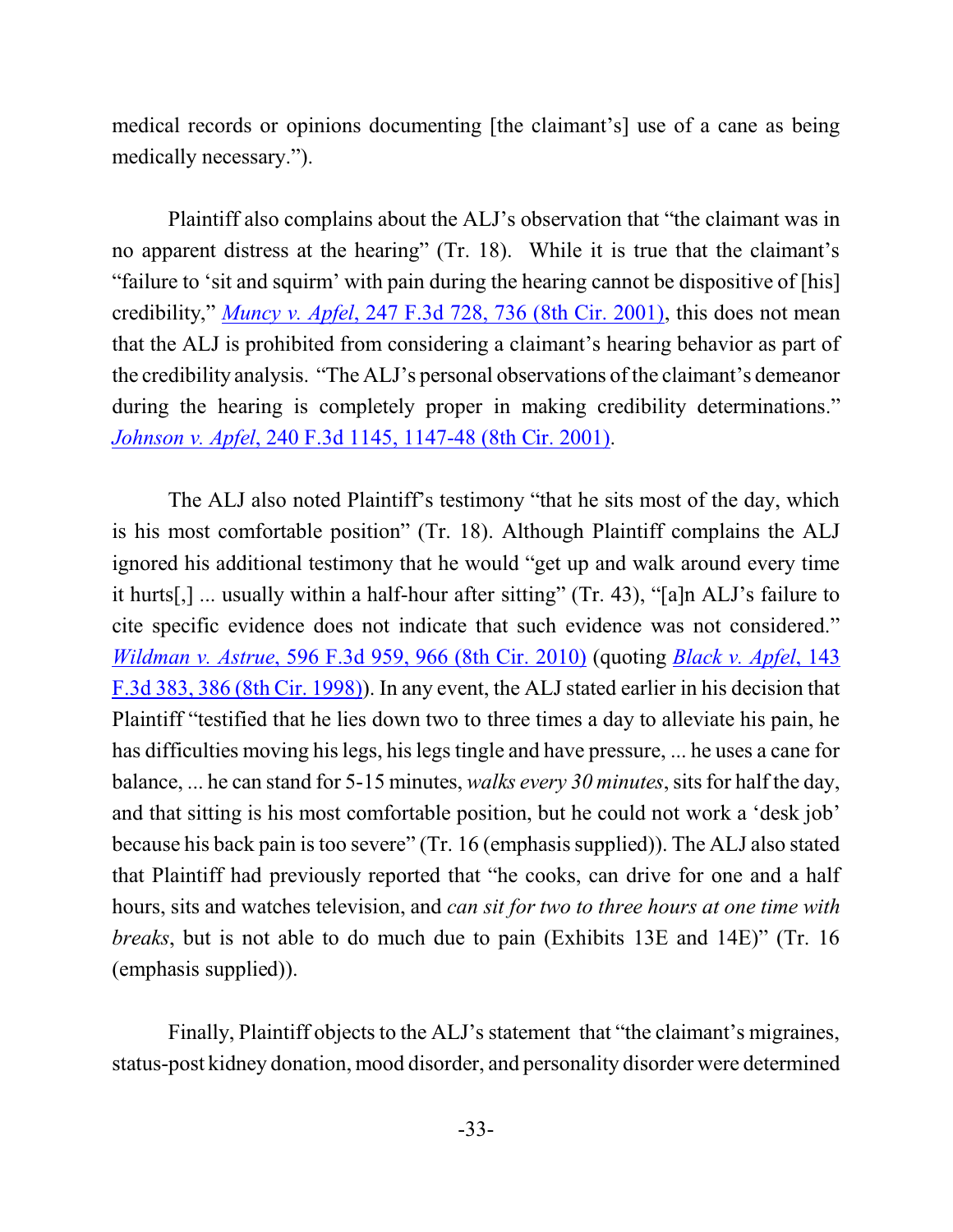medical records or opinions documenting [the claimant's] use of a cane as being medically necessary.").

Plaintiff also complains about the ALJ's observation that "the claimant was in no apparent distress at the hearing" (Tr. 18). While it is true that the claimant's "failure to 'sit and squirm' with pain during the hearing cannot be dispositive of [his] credibility," *Muncy v. Apfel*, 247 F.3d 728, 736 (8th Cir. 2001), this does not mean that the ALJ is prohibited from considering a claimant's hearing behavior as part of the credibility analysis. "The ALJ's personal observations of the claimant's demeanor during the hearing is completely proper in making credibility determinations." *Johnson v. Apfel*, 240 F.3d 1145, 1147-48 (8th Cir. 2001).

The ALJ also noted Plaintiff's testimony "that he sits most of the day, which is his most comfortable position" (Tr. 18). Although Plaintiff complains the ALJ ignored his additional testimony that he would "get up and walk around every time it hurts[,] ... usually within a half-hour after sitting" (Tr. 43), "[a]n ALJ's failure to cite specific evidence does not indicate that such evidence was not considered." *Wildman v. Astrue*, 596 F.3d 959, 966 (8th Cir. 2010) (quoting *Black v. Apfel*, 143 F.3d 383, 386 (8th Cir. 1998)). In any event, the ALJ stated earlier in his decision that Plaintiff "testified that he lies down two to three times a day to alleviate his pain, he has difficulties moving his legs, his legs tingle and have pressure, ... he uses a cane for balance, ... he can stand for 5-15 minutes, *walks every 30 minutes*, sits for half the day, and that sitting is his most comfortable position, but he could not work a 'desk job' because his back pain is too severe" (Tr. 16 (emphasis supplied)). The ALJ also stated that Plaintiff had previously reported that "he cooks, can drive for one and a half hours, sits and watches television, and *can sit for two to three hours at one time with breaks*, but is not able to do much due to pain (Exhibits 13E and 14E)" (Tr. 16 (emphasis supplied)).

Finally, Plaintiff objects to the ALJ's statement that "the claimant's migraines, status-post kidney donation, mood disorder, and personality disorder were determined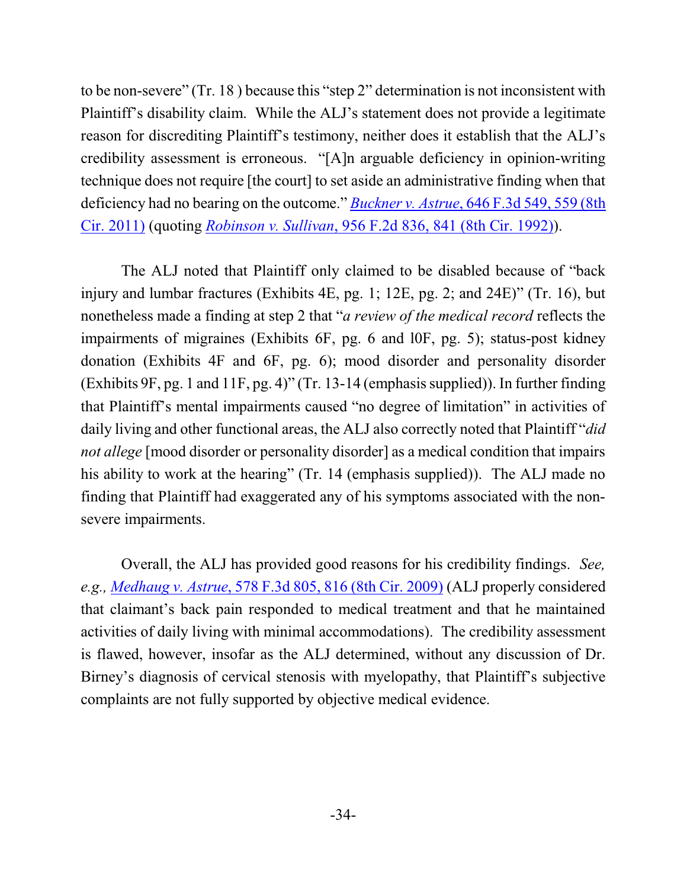to be non-severe" (Tr. 18 ) because this "step 2" determination is not inconsistent with Plaintiff's disability claim. While the ALJ's statement does not provide a legitimate reason for discrediting Plaintiff's testimony, neither does it establish that the ALJ's credibility assessment is erroneous. "[A]n arguable deficiency in opinion-writing technique does not require [the court] to set aside an administrative finding when that deficiency had no bearing on the outcome." *Buckner v. Astrue*, 646 F.3d 549, 559 (8th Cir. 2011) (quoting *Robinson v. Sullivan*, 956 F.2d 836, 841 (8th Cir. 1992)).

The ALJ noted that Plaintiff only claimed to be disabled because of "back injury and lumbar fractures (Exhibits 4E, pg. 1; 12E, pg. 2; and 24E)" (Tr. 16), but nonetheless made a finding at step 2 that "*a review of the medical record* reflects the impairments of migraines (Exhibits 6F, pg. 6 and l0F, pg. 5); status-post kidney donation (Exhibits 4F and 6F, pg. 6); mood disorder and personality disorder (Exhibits 9F, pg. 1 and 11F, pg. 4)" (Tr. 13-14 (emphasis supplied)). In further finding that Plaintiff's mental impairments caused "no degree of limitation" in activities of daily living and other functional areas, the ALJ also correctly noted that Plaintiff "*did not allege* [mood disorder or personality disorder] as a medical condition that impairs his ability to work at the hearing" (Tr. 14 (emphasis supplied)). The ALJ made no finding that Plaintiff had exaggerated any of his symptoms associated with the non-severe impairments.

Overall, the ALJ has provided good reasons for his credibility findings. *See, e.g., Medhaug v. Astrue*, 578 F.3d 805, 816 (8th Cir. 2009) (ALJ properly considered that claimant's back pain responded to medical treatment and that he maintained activities of daily living with minimal accommodations). The credibility assessment is flawed, however, insofar as the ALJ determined, without any discussion of Dr. Birney's diagnosis of cervical stenosis with myelopathy, that Plaintiff's subjective complaints are not fully supported by objective medical evidence.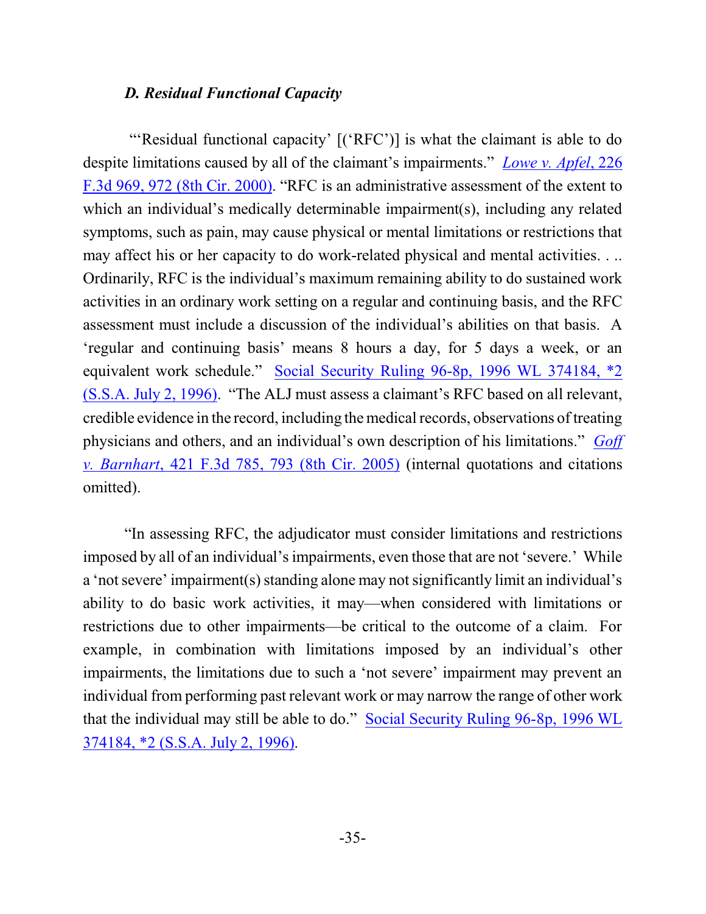### *D. Residual Functional Capacity*

"'Residual functional capacity' [('RFC')] is what the claimant is able to do despite limitations caused by all of the claimant's impairments." *Lowe v. Apfel*, 226 F.3d 969, 972 (8th Cir. 2000). "RFC is an administrative assessment of the extent to which an individual's medically determinable impairment(s), including any related symptoms, such as pain, may cause physical or mental limitations or restrictions that may affect his or her capacity to do work-related physical and mental activities. . .. Ordinarily, RFC is the individual's maximum remaining ability to do sustained work activities in an ordinary work setting on a regular and continuing basis, and the RFC assessment must include a discussion of the individual's abilities on that basis. A 'regular and continuing basis' means 8 hours a day, for 5 days a week, or an equivalent work schedule." Social Security Ruling 96-8p, 1996 WL 374184, *2 (S.S.A. July 2, 1996). "The ALJ must assess a claimant's RFC based on all relevant, credible evidence in the record, including the medical records, observations of treating physicians and others, and an individual's own description of his limitations." *Goff v. Barnhart*, 421 F.3d 785, 793 (8th Cir. 2005) (internal quotations and citations omitted).

"In assessing RFC, the adjudicator must consider limitations and restrictions imposed by all of an individual's impairments, even those that are not 'severe.' While a 'not severe' impairment(s) standing alone may not significantly limit an individual's ability to do basic work activities, it may—when considered with limitations or restrictions due to other impairments—be critical to the outcome of a claim. For example, in combination with limitations imposed by an individual's other impairments, the limitations due to such a 'not severe' impairment may prevent an individual from performing past relevant work or may narrow the range of other work that the individual may still be able to do." Social Security Ruling 96-8p, 1996 WL 374184, *2 (S.S.A. July 2, 1996).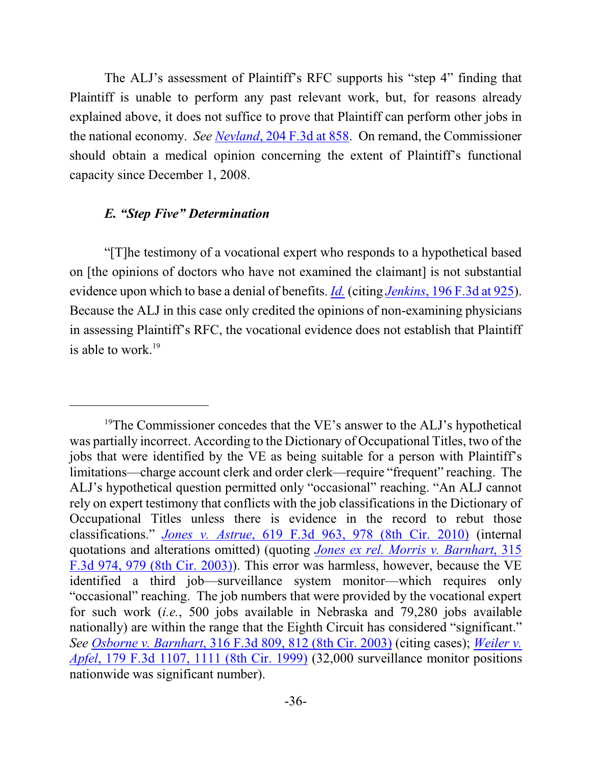The ALJ's assessment of Plaintiff's RFC supports his "step 4" finding that Plaintiff is unable to perform any past relevant work, but, for reasons already explained above, it does not suffice to prove that Plaintiff can perform other jobs in the national economy. *See Nevland*, 204 F.3d at 858. On remand, the Commissioner should obtain a medical opinion concerning the extent of Plaintiff's functional capacity since December 1, 2008.

### *E. "Step Five" Determination*

"[T]he testimony of a vocational expert who responds to a hypothetical based on [the opinions of doctors who have not examined the claimant] is not substantial evidence upon which to base a denial of benefits. *Id.* (citing *Jenkins*, 196 F.3d at 925). Because the ALJ in this case only credited the opinions of non-examining physicians in assessing Plaintiff's RFC, the vocational evidence does not establish that Plaintiff is able to work.[19]

---

[19] The Commissioner concedes that the VE's answer to the ALJ's hypothetical was partially incorrect. According to the Dictionary of Occupational Titles, two of the jobs that were identified by the VE as being suitable for a person with Plaintiff's limitations—charge account clerk and order clerk—require "frequent" reaching. The ALJ's hypothetical question permitted only "occasional" reaching. "An ALJ cannot rely on expert testimony that conflicts with the job classifications in the Dictionary of Occupational Titles unless there is evidence in the record to rebut those classifications." *Jones v. Astrue*, 619 F.3d 963, 978 (8th Cir. 2010) (internal quotations and alterations omitted) (quoting *Jones ex rel. Morris v. Barnhart*, 315 F.3d 974, 979 (8th Cir. 2003)). This error was harmless, however, because the VE identified a third job—surveillance system monitor—which requires only "occasional" reaching. The job numbers that were provided by the vocational expert for such work (*i.e.*, 500 jobs available in Nebraska and 79,280 jobs available nationally) are within the range that the Eighth Circuit has considered "significant." *See Osborne v. Barnhart*, 316 F.3d 809, 812 (8th Cir. 2003) (citing cases); *Weiler v. Apfel*, 179 F.3d 1107, 1111 (8th Cir. 1999) (32,000 surveillance monitor positions nationwide was significant number).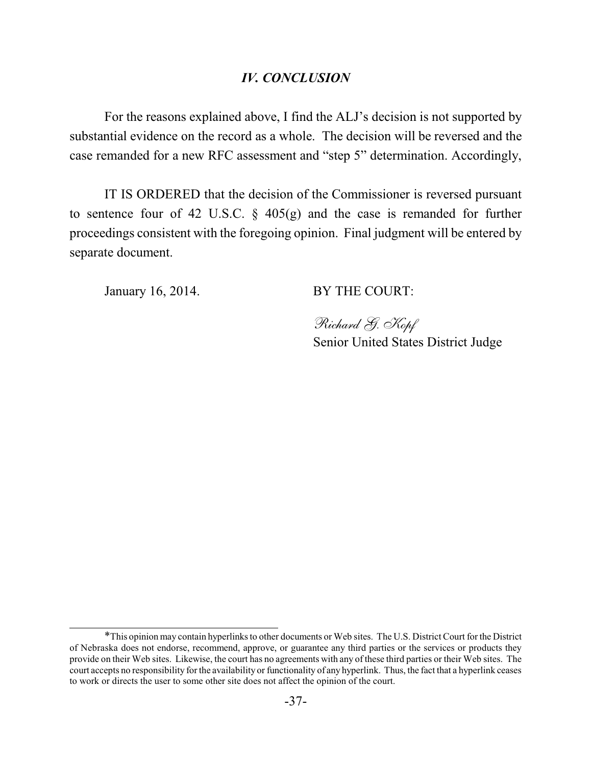## *IV. CONCLUSION*

For the reasons explained above, I find the ALJ's decision is not supported by substantial evidence on the record as a whole. The decision will be reversed and the case remanded for a new RFC assessment and "step 5" determination. Accordingly,

IT IS ORDERED that the decision of the Commissioner is reversed pursuant to sentence four of 42 U.S.C. § 405(g) and the case is remanded for further proceedings consistent with the foregoing opinion. Final judgment will be entered by separate document.

January 16, 2014.

BY THE COURT:

*Richard G. Kopf*
Senior United States District Judge

---

*This opinion may contain hyperlinks to other documents or Web sites. The U.S. District Court for the District of Nebraska does not endorse, recommend, approve, or guarantee any third parties or the services or products they provide on their Web sites. Likewise, the court has no agreements with any of these third parties or their Web sites. The court accepts no responsibility for the availability or functionality of any hyperlink. Thus, the fact that a hyperlink ceases to work or directs the user to some other site does not affect the opinion of the court.